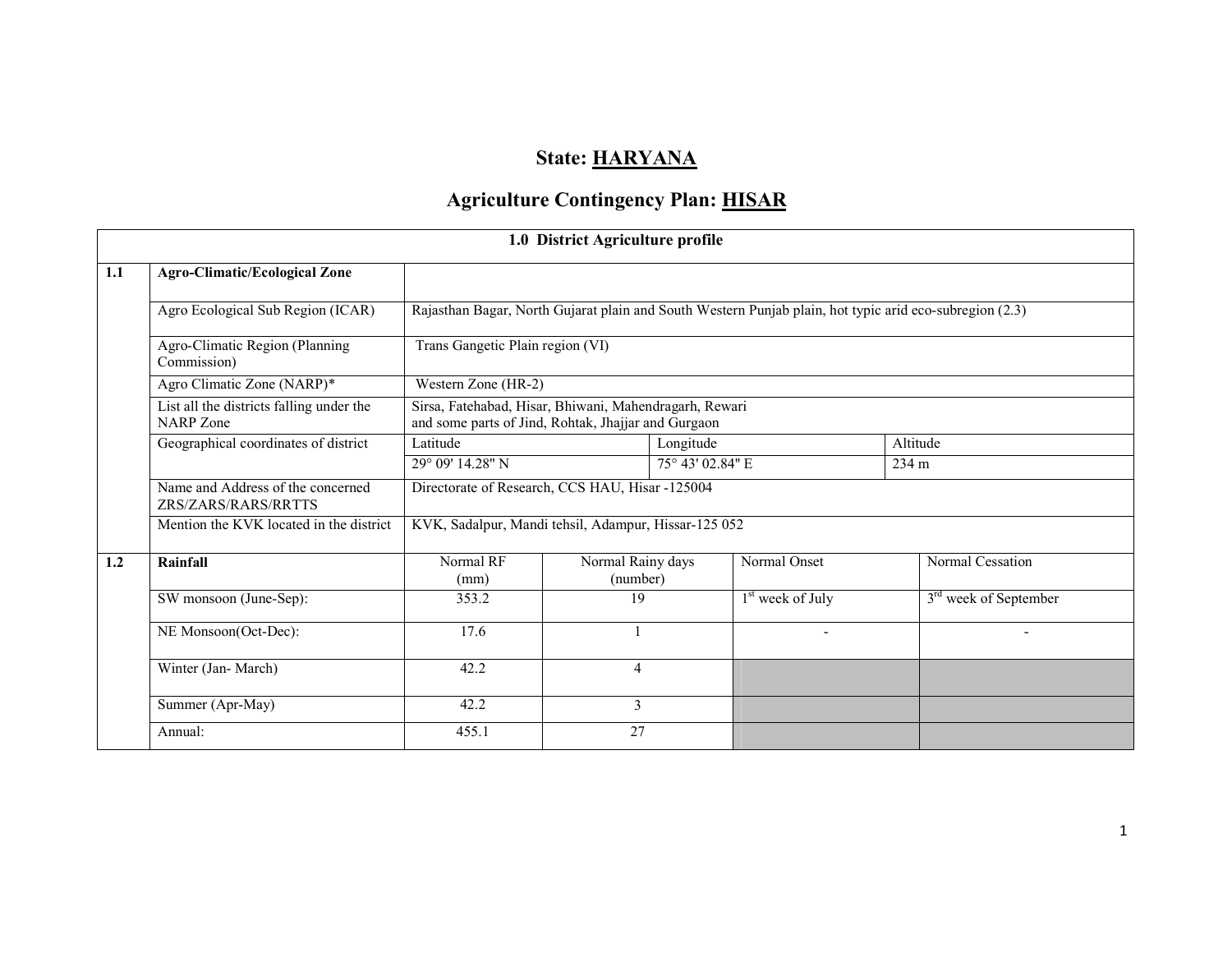# State: HARYANA

## Agriculture Contingency Plan: HISAR

| 1.0 District Agriculture profile | | | | | |
|---|---|---|---|---|---|
| 1.1 | **Agro-Climatic/Ecological Zone** | | | | |
| | Agro Ecological Sub Region (ICAR) | Rajasthan Bagar, North Gujarat plain and South Western Punjab plain, hot typic arid eco-subregion (2.3) | | | |
| | Agro-Climatic Region (Planning Commission) | Trans Gangetic Plain region (VI) | | | |
| | Agro Climatic Zone (NARP)* | Western Zone (HR-2) | | | |
| | List all the districts falling under the NARP Zone | Sirsa, Fatehabad, Hisar, Bhiwani, Mahendragarh, Rewari and some parts of Jind, Rohtak, Jhajjar and Gurgaon | | | |
| | Geographical coordinates of district | Latitude | Longitude | Altitude | |
| | | 29° 09' 14.28" N | 75° 43' 02.84" E | 234 m | |
| | Name and Address of the concerned ZRS/ZARS/RARS/RRTTS | Directorate of Research, CCS HAU, Hisar -125004 | | | |
| | Mention the KVK located in the district | KVK, Sadalpur, Mandi tehsil, Adampur, Hissar-125 052 | | | |

| 1.2 | **Rainfall** | Normal RF (mm) | Normal Rainy days (number) | Normal Onset | Normal Cessation |
|---|---|---|---|---|---|
| | SW monsoon (June-Sep): | 353.2 | 19 | 1st week of July | 3rd week of September |
| | NE Monsoon(Oct-Dec): | 17.6 | 1 | - | - |
| | Winter (Jan- March) | 42.2 | 4 | | |
| | Summer (Apr-May) | 42.2 | 3 | | |
| | Annual: | 455.1 | 27 | | |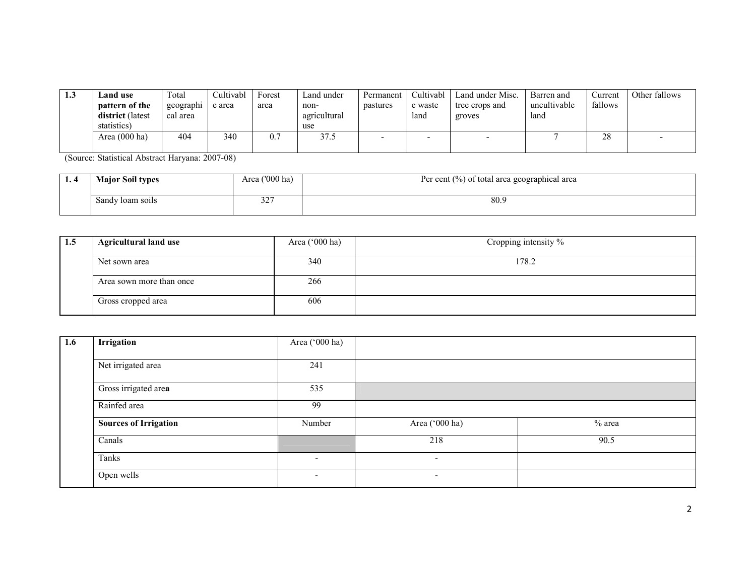| 1.3 | Land use pattern of the district (latest statistics) | Total geographical area | Cultivable area | Forest area | Land under non-agricultural use | Permanent pastures | Cultivable waste land | Land under Misc. tree crops and groves | Barren and uncultivable land | Current fallows | Other fallows |
|---|---|---|---|---|---|---|---|---|---|---|---|
| | Area (000 ha) | 404 | 340 | 0.7 | 37.5 | - | - | - | 7 | 28 | - |

(Source: Statistical Abstract Haryana: 2007-08)

| 1. 4 | Major Soil types | Area ('000 ha) | Per cent (%) of total area geographical area |
|---|---|---|---|
| | Sandy loam soils | 327 | 80.9 |

| 1.5 | Agricultural land use | Area ('000 ha) | Cropping intensity % |
|---|---|---|---|
| | Net sown area | 340 | 178.2 |
| | Area sown more than once | 266 | |
| | Gross cropped area | 606 | |

| 1.6 | Irrigation | Area ('000 ha) | | |
|---|---|---|---|---|
| | Net irrigated area | 241 | | |
| | Gross irrigated area | 535 | | |
| | Rainfed area | 99 | | |
| | **Sources of Irrigation** | Number | Area ('000 ha) | % area |
| | Canals | | 218 | 90.5 |
| | Tanks | - | - | |
| | Open wells | - | - | |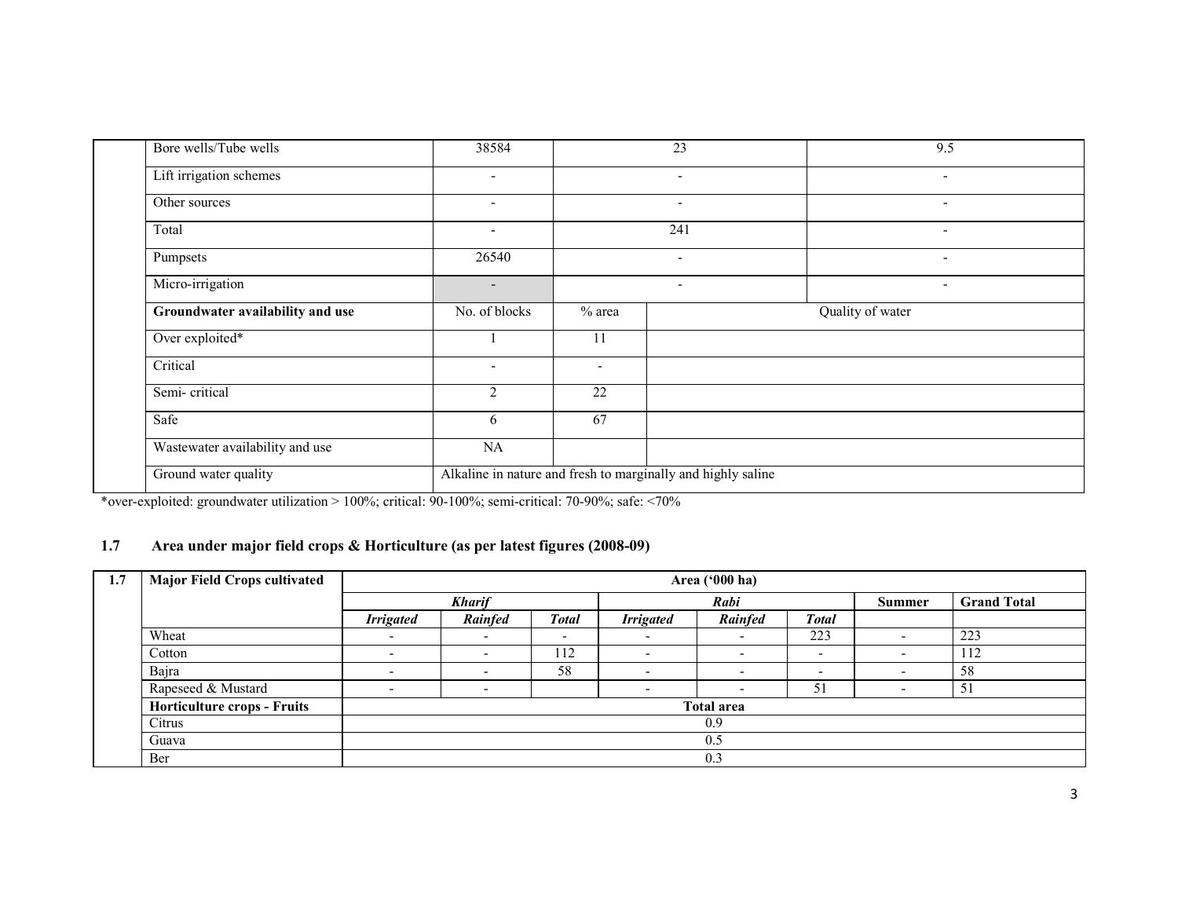| | Bore wells/Tube wells | 38584 | 23 | | 9.5 |
|---|---|---|---|---|---|
| | Lift irrigation schemes | - | - | | - |
| | Other sources | - | - | | - |
| | Total | - | 241 | | - |
| | Pumpsets | 26540 | - | | - |
| | Micro-irrigation | - | - | | - |
| | **Groundwater availability and use** | No. of blocks | % area | Quality of water | |
| | Over exploited* | 1 | 11 | | |
| | Critical | - | - | | |
| | Semi- critical | 2 | 22 | | |
| | Safe | 6 | 67 | | |
| | Wastewater availability and use | NA | | | |
| | Ground water quality | Alkaline in nature and fresh to marginally and highly saline | | | |

*over-exploited: groundwater utilization > 100%; critical: 90-100%; semi-critical: 70-90%; safe: <70%

## 1.7 Area under major field crops & Horticulture (as per latest figures (2008-09)

| 1.7 | Major Field Crops cultivated | Area ('000 ha) | | | | | | | |
|---|---|---|---|---|---|---|---|---|---|
| | | *Kharif* | | | *Rabi* | | | **Summer** | **Grand Total** |
| | | *Irrigated* | *Rainfed* | *Total* | *Irrigated* | *Rainfed* | *Total* | | |
| | Wheat | - | - | - | - | - | 223 | - | 223 |
| | Cotton | - | - | 112 | - | - | - | - | 112 |
| | Bajra | - | - | 58 | - | - | - | - | 58 |
| | Rapeseed & Mustard | - | - | | - | - | 51 | - | 51 |
| | **Horticulture crops - Fruits** | **Total area** | | | | | | | |
| | Citrus | 0.9 | | | | | | | |
| | Guava | 0.5 | | | | | | | |
| | Ber | 0.3 | | | | | | | |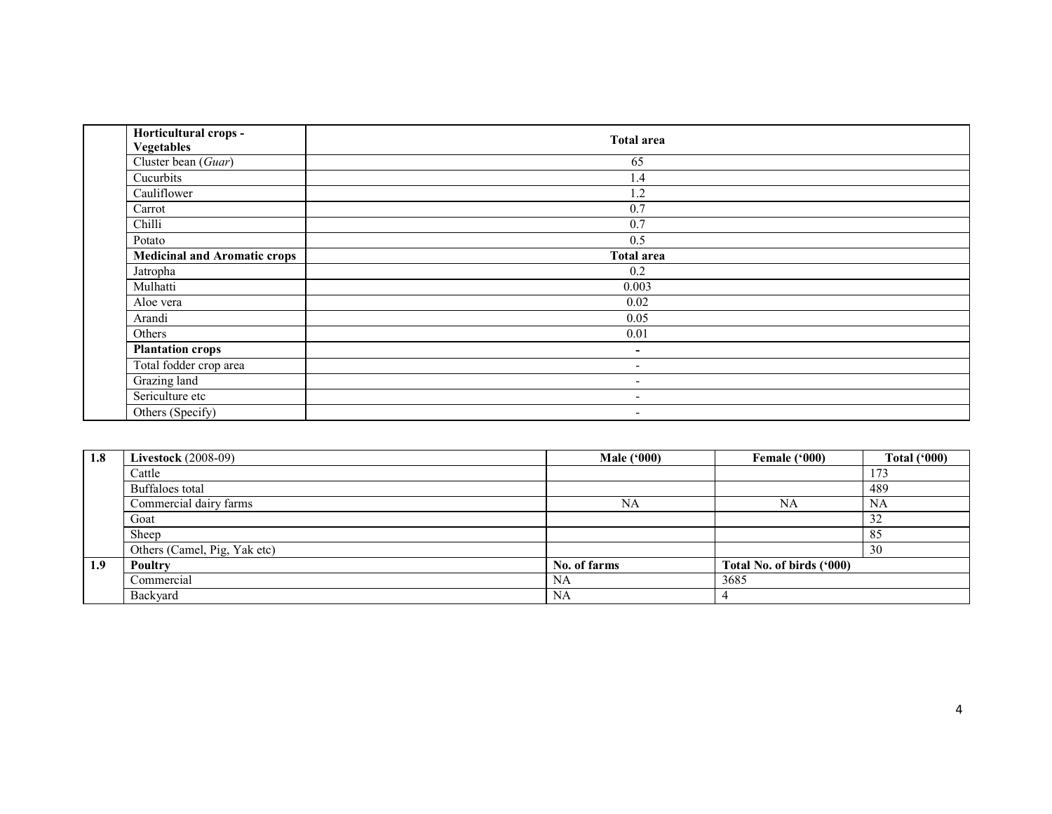| | Horticultural crops - Vegetables | Total area |
|---|---|---|
| | Cluster bean (*Guar*) | 65 |
| | Cucurbits | 1.4 |
| | Cauliflower | 1.2 |
| | Carrot | 0.7 |
| | Chilli | 0.7 |
| | Potato | 0.5 |
| | **Medicinal and Aromatic crops** | **Total area** |
| | Jatropha | 0.2 |
| | Mulhatti | 0.003 |
| | Aloe vera | 0.02 |
| | Arandi | 0.05 |
| | Others | 0.01 |
| | **Plantation crops** | **-** |
| | Total fodder crop area | - |
| | Grazing land | - |
| | Sericulture etc | - |
| | Others (Specify) | - |

| 1.8 | **Livestock** (2008-09) | **Male ('000)** | **Female ('000)** | **Total ('000)** |
|---|---|---|---|---|
| | Cattle | | | 173 |
| | Buffaloes total | | | 489 |
| | Commercial dairy farms | NA | NA | NA |
| | Goat | | | 32 |
| | Sheep | | | 85 |
| | Others (Camel, Pig, Yak etc) | | | 30 |
| **1.9** | **Poultry** | **No. of farms** | **Total No. of birds ('000)** | |
| | Commercial | NA | 3685 | |
| | Backyard | NA | 4 | |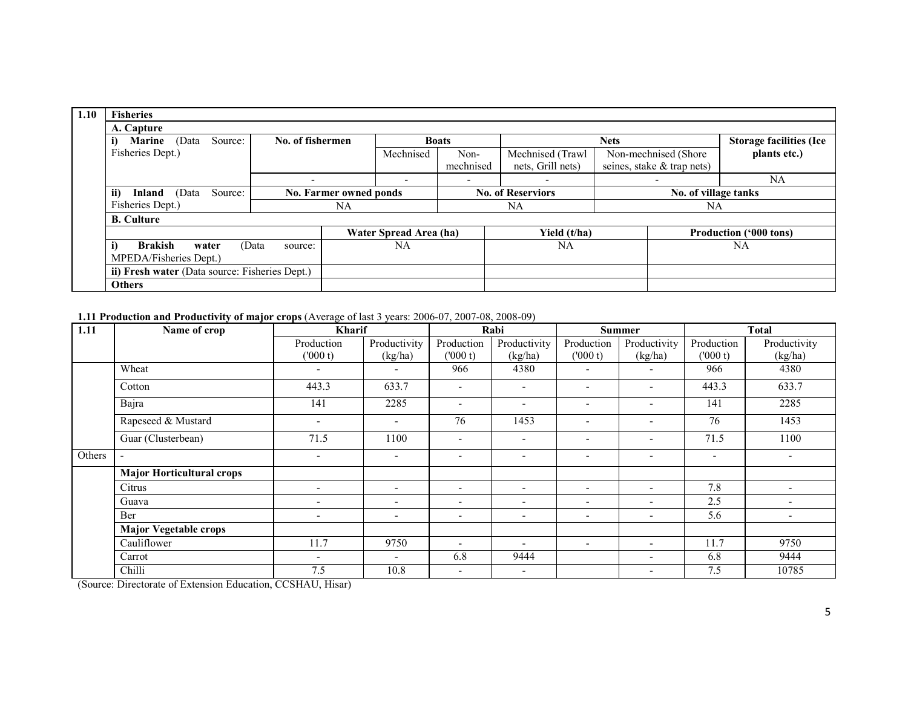| 1.10 | Fisheries | | | | | | | |
|---|---|---|---|---|---|---|---|---|
| | **A. Capture** | | | | | | | |
| | **i) Marine** (Data Source: Fisheries Dept.) | **No. of fishermen** | **Boats** | | **Nets** | | **Storage facilities (Ice plants etc.)** |
| | | | Mechnised | Non-mechnised | Mechnised (Trawl nets, Grill nets) | Non-mechnised (Shore seines, stake & trap nets) | |
| | | - | - | - | - | - | NA |
| | **ii) Inland** (Data Source: Fisheries Dept.) | **No. Farmer owned ponds** | | **No. of Reserviors** | | **No. of village tanks** | |
| | | NA | | NA | | NA | |
| | **B. Culture** | | | | | | |
| | | **Water Spread Area (ha)** | | **Yield (t/ha)** | | **Production ('000 tons)** | |
| | **i) Brakish water** (Data source: MPEDA/Fisheries Dept.) | NA | | NA | | NA | |
| | **ii) Fresh water** (Data source: Fisheries Dept.) | | | | | | |
| | **Others** | | | | | | |

**1.11 Production and Productivity of major crops** (Average of last 3 years: 2006-07, 2007-08, 2008-09)

| 1.11 | Name of crop | Kharif | | Rabi | | Summer | | Total | |
|---|---|---|---|---|---|---|---|---|---|
| | | Production ('000 t) | Productivity (kg/ha) | Production ('000 t) | Productivity (kg/ha) | Production ('000 t) | Productivity (kg/ha) | Production ('000 t) | Productivity (kg/ha) |
| | Wheat | - | - | 966 | 4380 | - | - | 966 | 4380 |
| | Cotton | 443.3 | 633.7 | - | - | - | - | 443.3 | 633.7 |
| | Bajra | 141 | 2285 | - | - | - | - | 141 | 2285 |
| | Rapeseed & Mustard | - | - | 76 | 1453 | - | - | 76 | 1453 |
| | Guar (Clusterbean) | 71.5 | 1100 | - | - | - | - | 71.5 | 1100 |
| Others | - | - | - | - | - | - | - | - | - |
| | **Major Horticultural crops** | | | | | | | | |
| | Citrus | - | - | - | - | - | - | 7.8 | - |
| | Guava | - | - | - | - | - | - | 2.5 | - |
| | Ber | - | - | - | - | - | - | 5.6 | - |
| | **Major Vegetable crops** | | | | | | | | |
| | Cauliflower | 11.7 | 9750 | - | - | - | - | 11.7 | 9750 |
| | Carrot | - | - | 6.8 | 9444 | | - | 6.8 | 9444 |
| | Chilli | 7.5 | 10.8 | - | - | | - | 7.5 | 10785 |

(Source: Directorate of Extension Education, CCSHAU, Hisar)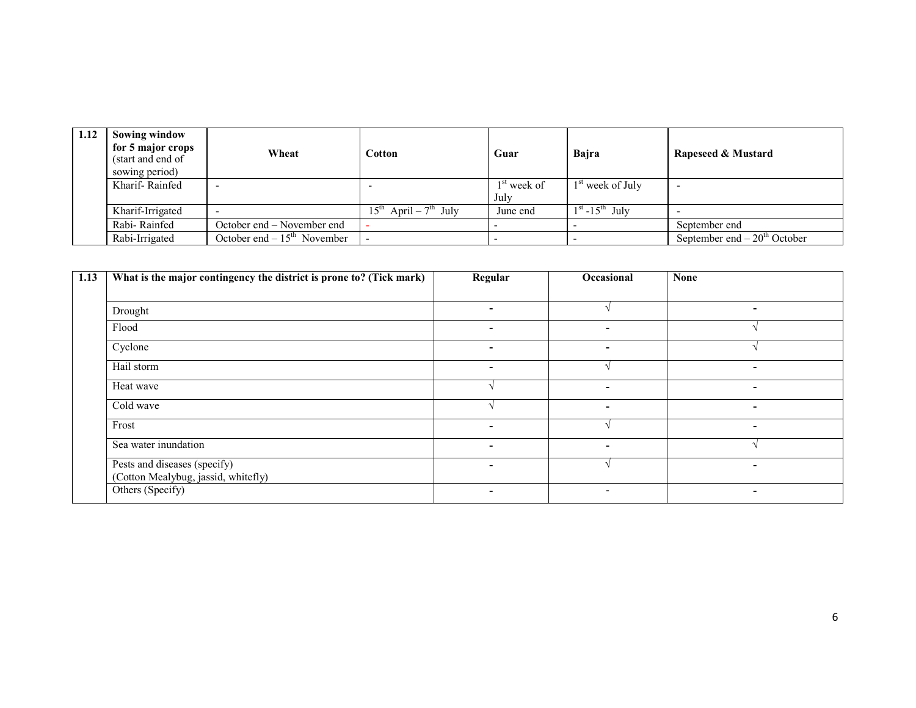| 1.12 | Sowing window for 5 major crops (start and end of sowing period) | Wheat | Cotton | Guar | Bajra | Rapeseed & Mustard |
|---|---|---|---|---|---|---|
| | Kharif- Rainfed | - | - | 1st week of July | 1st week of July | - |
| | Kharif-Irrigated | - | 15th April – 7th July | June end | 1st -15th July | - |
| | Rabi- Rainfed | October end – November end | - | - | - | September end |
| | Rabi-Irrigated | October end – 15th November | - | - | - | September end – 20th October |

| 1.13 | What is the major contingency the district is prone to? (Tick mark) | Regular | Occasional | None |
|---|---|---|---|---|
| | Drought | - | √ | - |
| | Flood | - | - | √ |
| | Cyclone | - | - | √ |
| | Hail storm | - | √ | - |
| | Heat wave | √ | - | - |
| | Cold wave | √ | - | - |
| | Frost | - | √ | - |
| | Sea water inundation | - | - | √ |
| | Pests and diseases (specify) (Cotton Mealybug, jassid, whitefly) | - | √ | - |
| | Others (Specify) | - | - | - |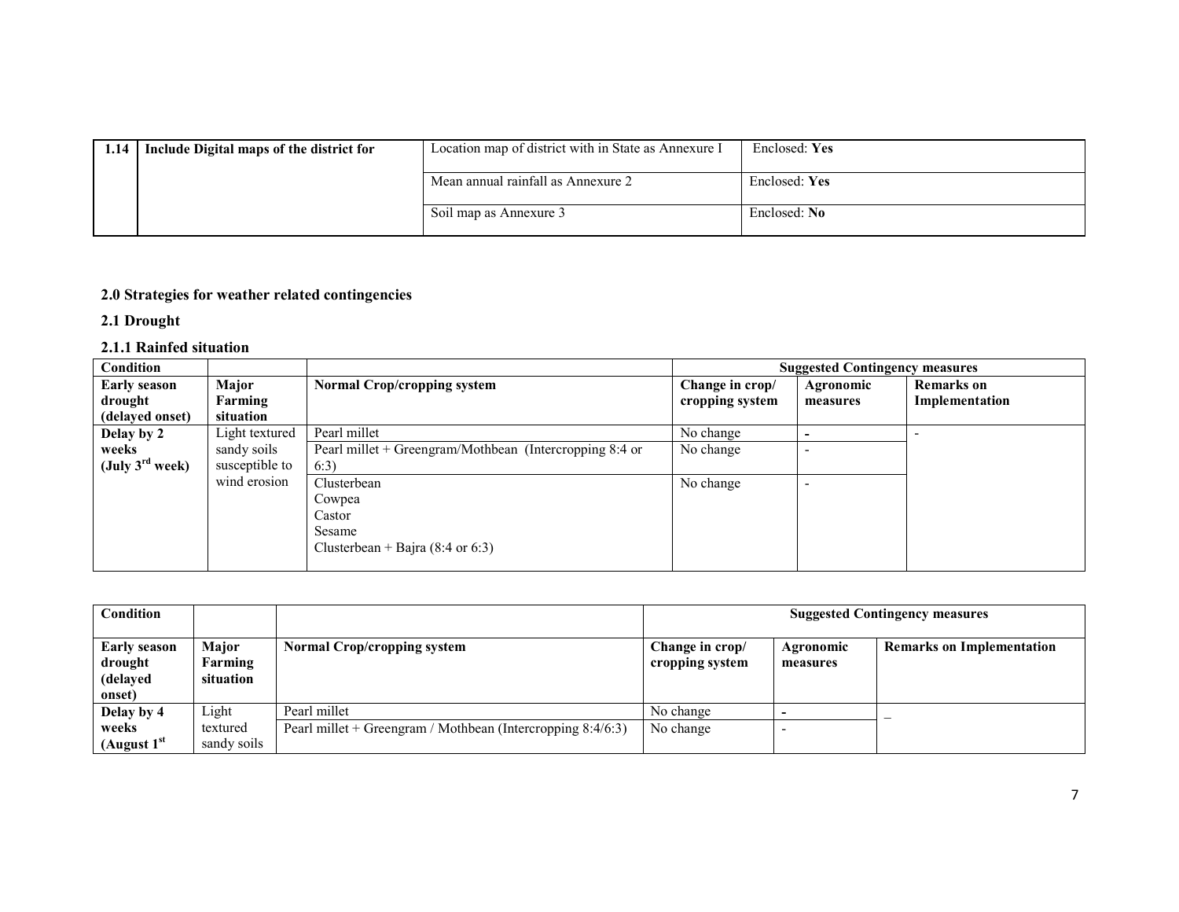| 1.14 | Include Digital maps of the district for | Location map of district with in State as Annexure I | Enclosed: **Yes** |
|---|---|---|---|
| | | Mean annual rainfall as Annexure 2 | Enclosed: **Yes** |
| | | Soil map as Annexure 3 | Enclosed: **No** |

## 2.0 Strategies for weather related contingencies

### 2.1 Drought

#### 2.1.1 Rainfed situation

| **Condition** | | | **Suggested Contingency measures** | | |
|---|---|---|---|---|---|
| **Early season drought (delayed onset)** | **Major Farming situation** | **Normal Crop/cropping system** | **Change in crop/ cropping system** | **Agronomic measures** | **Remarks on Implementation** |
| **Delay by 2 weeks (July 3rd week)** | Light textured sandy soils susceptible to wind erosion | Pearl millet | No change | **-** | - |
| | | Pearl millet + Greengram/Mothbean (Intercropping 8:4 or 6:3) | No change | - | |
| | | Clusterbean<br>Cowpea<br>Castor<br>Sesame<br>Clusterbean + Bajra (8:4 or 6:3) | No change | - | |

| **Condition** | | | **Suggested Contingency measures** | | |
|---|---|---|---|---|---|
| **Early season drought (delayed onset)** | **Major Farming situation** | **Normal Crop/cropping system** | **Change in crop/ cropping system** | **Agronomic measures** | **Remarks on Implementation** |
| **Delay by 4 weeks (August 1st** | Light textured sandy soils | Pearl millet | No change | **-** | – |
| | | Pearl millet + Greengram / Mothbean (Intercropping 8:4/6:3) | No change | - | |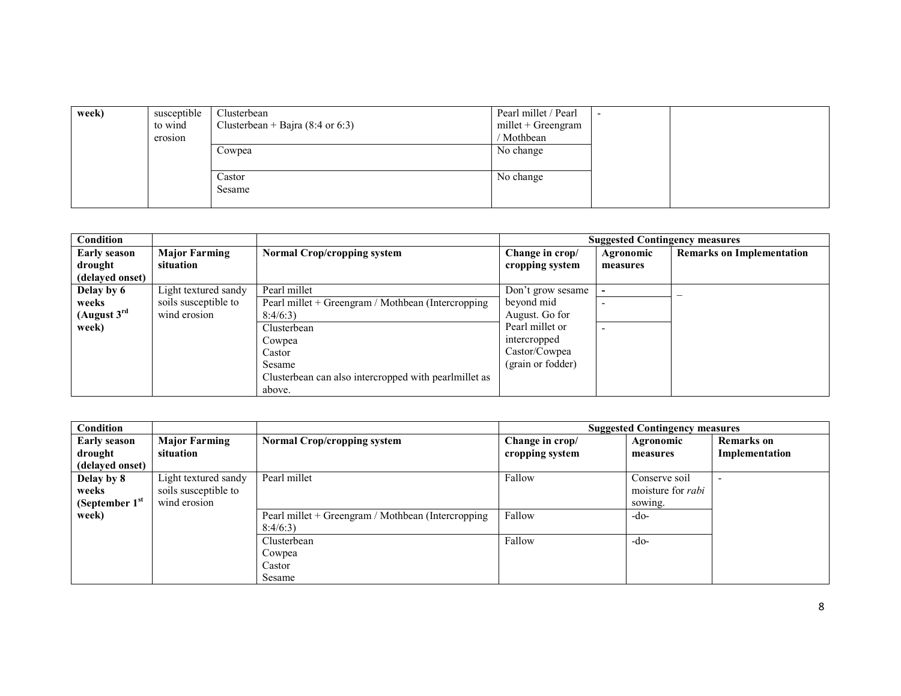| week) | susceptible to wind erosion | Clusterbean<br>Clusterbean + Bajra (8:4 or 6:3) | Pearl millet / Pearl millet + Greengram / Mothbean | - | |
|---|---|---|---|---|---|
| | | Cowpea | No change | | |
| | | Castor<br>Sesame | No change | | |

| Condition | | | Suggested Contingency measures | | |
|---|---|---|---|---|---|
| **Early season drought (delayed onset)** | **Major Farming situation** | **Normal Crop/cropping system** | **Change in crop/ cropping system** | **Agronomic measures** | **Remarks on Implementation** |
| **Delay by 6 weeks (August 3rd week)** | Light textured sandy soils susceptible to wind erosion | Pearl millet | Don't grow sesame beyond mid August. Go for Pearl millet or intercropped Castor/Cowpea (grain or fodder) | - | _ |
| | | Pearl millet + Greengram / Mothbean (Intercropping 8:4/6:3) | | - | |
| | | Clusterbean<br>Cowpea<br>Castor<br>Sesame<br>Clusterbean can also intercropped with pearlmillet as above. | | - | |

| Condition | | | Suggested Contingency measures | | |
|---|---|---|---|---|---|
| **Early season drought (delayed onset)** | **Major Farming situation** | **Normal Crop/cropping system** | **Change in crop/ cropping system** | **Agronomic measures** | **Remarks on Implementation** |
| **Delay by 8 weeks (September 1st week)** | Light textured sandy soils susceptible to wind erosion | Pearl millet | Fallow | Conserve soil moisture for *rabi* sowing. | - |
| | | Pearl millet + Greengram / Mothbean (Intercropping 8:4/6:3) | Fallow | -do- | |
| | | Clusterbean<br>Cowpea<br>Castor<br>Sesame | Fallow | -do- | |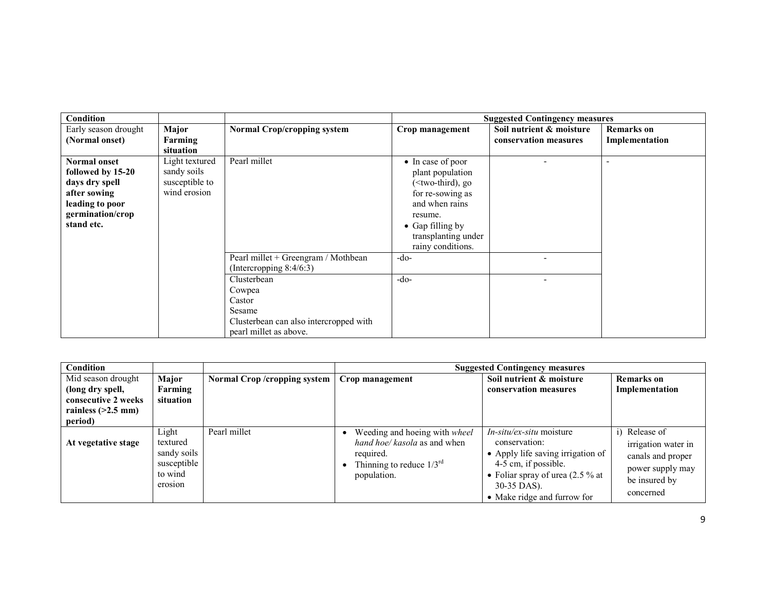| Condition | | | Suggested Contingency measures | | |
|---|---|---|---|---|---|
| Early season drought **(Normal onset)** | **Major Farming situation** | **Normal Crop/cropping system** | **Crop management** | **Soil nutrient & moisture conservation measures** | **Remarks on Implementation** |
| **Normal onset followed by 15-20 days dry spell after sowing leading to poor germination/crop stand etc.** | Light textured sandy soils susceptible to wind erosion | Pearl millet | • In case of poor plant population (<two-third), go for re-sowing as and when rains resume.<br>• Gap filling by transplanting under rainy conditions. | - | - |
| | | Pearl millet + Greengram / Mothbean (Intercropping 8:4/6:3) | -do- | - | |
| | | Clusterbean<br>Cowpea<br>Castor<br>Sesame<br>Clusterbean can also intercropped with pearl millet as above. | -do- | - | |

| Condition | | | Suggested Contingency measures | | |
|---|---|---|---|---|---|
| Mid season drought **(long dry spell, consecutive 2 weeks rainless (>2.5 mm) period)** | **Major Farming situation** | **Normal Crop /cropping system** | **Crop management** | **Soil nutrient & moisture conservation measures** | **Remarks on Implementation** |
| **At vegetative stage** | Light textured sandy soils susceptible to wind erosion | Pearl millet | • Weeding and hoeing with *wheel hand hoe/ kasola* as and when required.<br>• Thinning to reduce 1/3rd population. | *In-situ/ex-situ* moisture conservation:<br>• Apply life saving irrigation of 4-5 cm, if possible.<br>• Foliar spray of urea (2.5 % at 30-35 DAS).<br>• Make ridge and furrow for | i) Release of irrigation water in canals and proper power supply may be insured by concerned |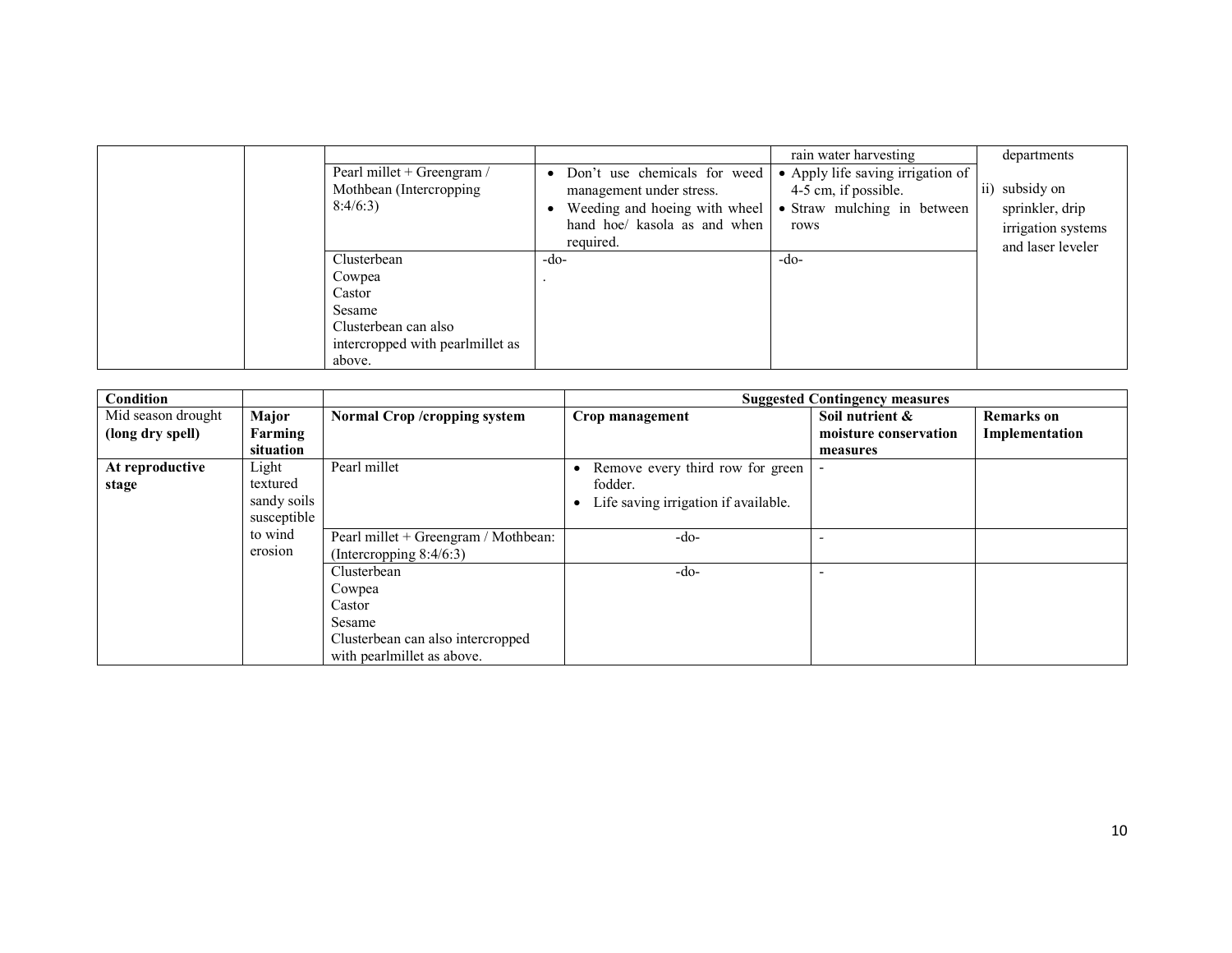| | | | | | |
|---|---|---|---|---|---|
| | | | | rain water harvesting | departments |
| | | Pearl millet + Greengram / Mothbean (Intercropping 8:4/6:3) | • Don't use chemicals for weed management under stress.<br>• Weeding and hoeing with wheel hand hoe/ kasola as and when required. | • Apply life saving irrigation of 4-5 cm, if possible.<br>• Straw mulching in between rows | ii) subsidy on sprinkler, drip irrigation systems and laser leveler |
| | | Clusterbean<br>Cowpea<br>Castor<br>Sesame<br>Clusterbean can also intercropped with pearlmillet as above. | -do-<br>. | -do- | |

| Condition | | | Suggested Contingency measures | | |
|---|---|---|---|---|---|
| Mid season drought **(long dry spell)** | **Major Farming situation** | **Normal Crop /cropping system** | **Crop management** | **Soil nutrient & moisture conservation measures** | **Remarks on Implementation** |
| **At reproductive stage** | Light textured sandy soils susceptible to wind erosion | Pearl millet | • Remove every third row for green fodder.<br>• Life saving irrigation if available. | - | |
| | | Pearl millet + Greengram / Mothbean: (Intercropping 8:4/6:3) | -do- | - | |
| | | Clusterbean<br>Cowpea<br>Castor<br>Sesame<br>Clusterbean can also intercropped with pearlmillet as above. | -do- | - | |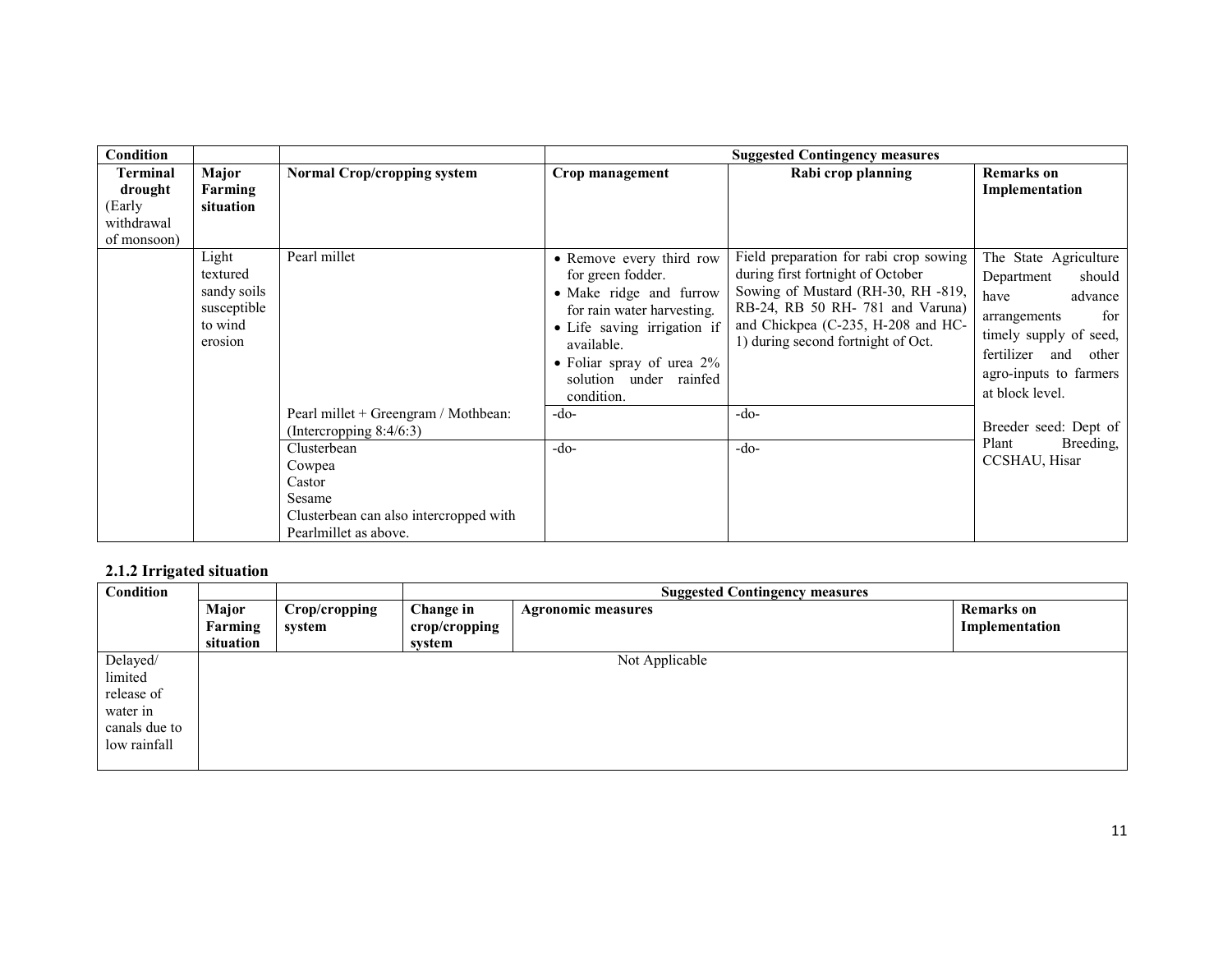| Condition | | | Suggested Contingency measures | | |
|---|---|---|---|---|---|
| **Terminal drought** (Early withdrawal of monsoon) | **Major Farming situation** | **Normal Crop/cropping system** | **Crop management** | **Rabi crop planning** | **Remarks on Implementation** |
| | Light textured sandy soils susceptible to wind erosion | Pearl millet | • Remove every third row for green fodder.<br>• Make ridge and furrow for rain water harvesting.<br>• Life saving irrigation if available.<br>• Foliar spray of urea 2% solution under rainfed condition. | Field preparation for rabi crop sowing during first fortnight of October Sowing of Mustard (RH-30, RH -819, RB-24, RB 50 RH- 781 and Varuna) and Chickpea (C-235, H-208 and HC-1) during second fortnight of Oct. | The State Agriculture Department should have advance arrangements for timely supply of seed, fertilizer and other agro-inputs to farmers at block level. |
| | | Pearl millet + Greengram / Mothbean: (Intercropping 8:4/6:3) | -do- | -do- | Breeder seed: Dept of Plant Breeding, CCSHAU, Hisar |
| | | Clusterbean<br>Cowpea<br>Castor<br>Sesame<br>Clusterbean can also intercropped with Pearlmillet as above. | -do- | -do- | |

### 2.1.2 Irrigated situation

| Condition | | | Suggested Contingency measures | | |
|---|---|---|---|---|---|
| | **Major Farming situation** | **Crop/cropping system** | **Change in crop/cropping system** | **Agronomic measures** | **Remarks on Implementation** |
| Delayed/ limited release of water in canals due to low rainfall | Not Applicable | | | | |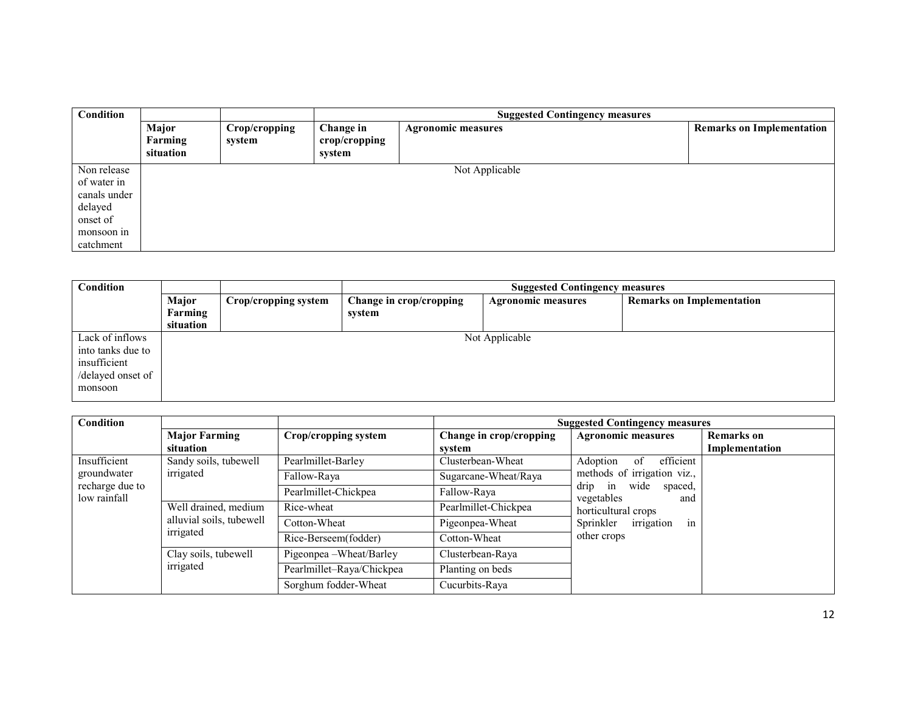| Condition | | | Suggested Contingency measures | | |
|---|---|---|---|---|---|
| | Major Farming situation | Crop/cropping system | Change in crop/cropping system | Agronomic measures | Remarks on Implementation |
| Non release of water in canals under delayed onset of monsoon in catchment | Not Applicable | | | | |

| Condition | | | Suggested Contingency measures | | |
|---|---|---|---|---|---|
| | Major Farming situation | Crop/cropping system | Change in crop/cropping system | Agronomic measures | Remarks on Implementation |
| Lack of inflows into tanks due to insufficient /delayed onset of monsoon | Not Applicable | | | | |

| Condition | | | Suggested Contingency measures | | |
|---|---|---|---|---|---|
| | Major Farming situation | Crop/cropping system | Change in crop/cropping system | Agronomic measures | Remarks on Implementation |
| Insufficient groundwater recharge due to low rainfall | Sandy soils, tubewell irrigated | Pearlmillet-Barley | Clusterbean-Wheat | Adoption of efficient methods of irrigation viz., drip in wide spaced, vegetables and horticultural crops Sprinkler irrigation in other crops | |
| | | Fallow-Raya | Sugarcane-Wheat/Raya | | |
| | | Pearlmillet-Chickpea | Fallow-Raya | | |
| | Well drained, medium alluvial soils, tubewell irrigated | Rice-wheat | Pearlmillet-Chickpea | | |
| | | Cotton-Wheat | Pigeonpea-Wheat | | |
| | | Rice-Berseem(fodder) | Cotton-Wheat | | |
| | Clay soils, tubewell irrigated | Pigeonpea –Wheat/Barley | Clusterbean-Raya | | |
| | | Pearlmillet–Raya/Chickpea | Planting on beds | | |
| | | Sorghum fodder-Wheat | Cucurbits-Raya | | |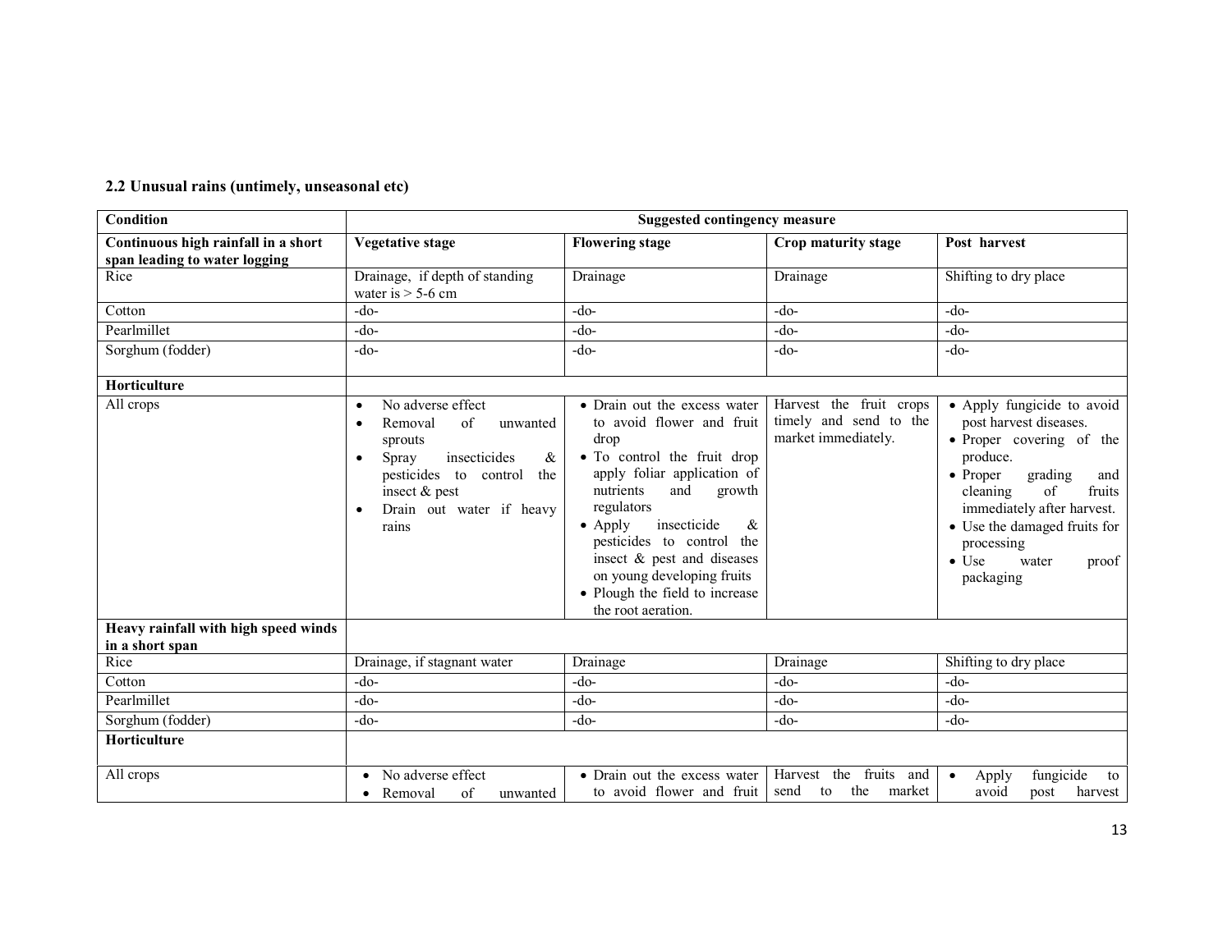### 2.2 Unusual rains (untimely, unseasonal etc)

| Condition | Suggested contingency measure | | | |
|---|---|---|---|---|
| **Continuous high rainfall in a short span leading to water logging** | **Vegetative stage** | **Flowering stage** | **Crop maturity stage** | **Post harvest** |
| Rice | Drainage, if depth of standing water is > 5-6 cm | Drainage | Drainage | Shifting to dry place |
| Cotton | -do- | -do- | -do- | -do- |
| Pearlmillet | -do- | -do- | -do- | -do- |
| Sorghum (fodder) | -do- | -do- | -do- | -do- |
| **Horticulture** | | | | |
| All crops | • No adverse effect<br>• Removal of unwanted sprouts<br>• Spray insecticides & pesticides to control the insect & pest<br>• Drain out water if heavy rains | • Drain out the excess water to avoid flower and fruit drop<br>• To control the fruit drop apply foliar application of nutrients and growth regulators<br>• Apply insecticide & pesticides to control the insect & pest and diseases on young developing fruits<br>• Plough the field to increase the root aeration. | Harvest the fruit crops timely and send to the market immediately. | • Apply fungicide to avoid post harvest diseases.<br>• Proper covering of the produce.<br>• Proper grading and cleaning of fruits immediately after harvest.<br>• Use the damaged fruits for processing<br>• Use water proof packaging |
| **Heavy rainfall with high speed winds in a short span** | | | | |
| Rice | Drainage, if stagnant water | Drainage | Drainage | Shifting to dry place |
| Cotton | -do- | -do- | -do- | -do- |
| Pearlmillet | -do- | -do- | -do- | -do- |
| Sorghum (fodder) | -do- | -do- | -do- | -do- |
| **Horticulture** | | | | |
| All crops | • No adverse effect<br>• Removal of unwanted | • Drain out the excess water to avoid flower and fruit | Harvest the fruits and send to the market | • Apply fungicide to avoid post harvest |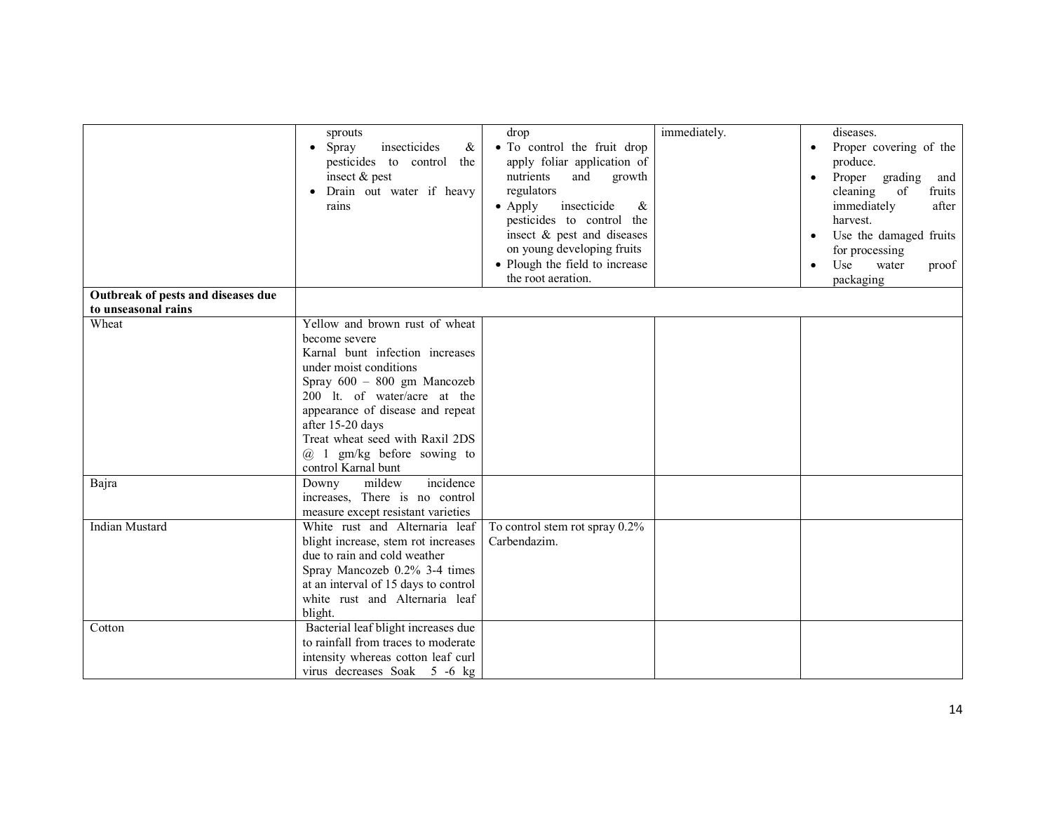| | | | | |
|---|---|---|---|---|
| | sprouts<br>• Spray insecticides & pesticides to control the insect & pest<br>• Drain out water if heavy rains | drop<br>• To control the fruit drop apply foliar application of nutrients and growth regulators<br>• Apply insecticide & pesticides to control the insect & pest and diseases on young developing fruits<br>• Plough the field to increase the root aeration. | immediately. | diseases.<br>• Proper covering of the produce.<br>• Proper grading and cleaning of fruits immediately after harvest.<br>• Use the damaged fruits for processing<br>• Use water proof packaging |
| **Outbreak of pests and diseases due to unseasonal rains** | | | | |
| Wheat | Yellow and brown rust of wheat become severe<br>Karnal bunt infection increases under moist conditions<br>Spray 600 – 800 gm Mancozeb 200 lt. of water/acre at the appearance of disease and repeat after 15-20 days<br>Treat wheat seed with Raxil 2DS @ 1 gm/kg before sowing to control Karnal bunt | | | |
| Bajra | Downy mildew incidence increases, There is no control measure except resistant varieties | | | |
| Indian Mustard | White rust and Alternaria leaf blight increase, stem rot increases due to rain and cold weather<br>Spray Mancozeb 0.2% 3-4 times at an interval of 15 days to control white rust and Alternaria leaf blight. | To control stem rot spray 0.2% Carbendazim. | | |
| Cotton | Bacterial leaf blight increases due to rainfall from traces to moderate intensity whereas cotton leaf curl virus decreases Soak 5 -6 kg | | | |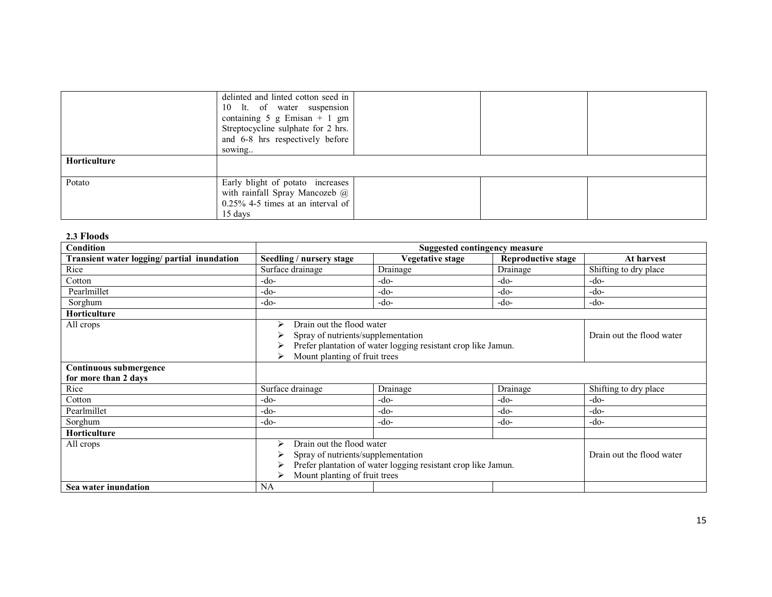| | | | | |
|---|---|---|---|---|
| | delinted and linted cotton seed in 10 lt. of water suspension containing 5 g Emisan + 1 gm Streptocycline sulphate for 2 hrs. and 6-8 hrs respectively before sowing.. | | | |
| **Horticulture** | | | | |
| Potato | Early blight of potato increases with rainfall Spray Mancozeb @ 0.25% 4-5 times at an interval of 15 days | | | |

**2.3 Floods**

| **Condition** | **Suggested contingency measure** | | | |
|---|---|---|---|---|
| **Transient water logging/ partial inundation** | **Seedling / nursery stage** | **Vegetative stage** | **Reproductive stage** | **At harvest** |
| Rice | Surface drainage | Drainage | Drainage | Shifting to dry place |
| Cotton | -do- | -do- | -do- | -do- |
| Pearlmillet | -do- | -do- | -do- | -do- |
| Sorghum | -do- | -do- | -do- | -do- |
| **Horticulture** | | | | |
| All crops | ➢ Drain out the flood water<br>➢ Spray of nutrients/supplementation<br>➢ Prefer plantation of water logging resistant crop like Jamun.<br>➢ Mount planting of fruit trees | | | Drain out the flood water |
| **Continuous submergence for more than 2 days** | | | | |
| Rice | Surface drainage | Drainage | Drainage | Shifting to dry place |
| Cotton | -do- | -do- | -do- | -do- |
| Pearlmillet | -do- | -do- | -do- | -do- |
| Sorghum | -do- | -do- | -do- | -do- |
| **Horticulture** | | | | |
| All crops | ➢ Drain out the flood water<br>➢ Spray of nutrients/supplementation<br>➢ Prefer plantation of water logging resistant crop like Jamun.<br>➢ Mount planting of fruit trees | | | Drain out the flood water |
| **Sea water inundation** | NA | | | |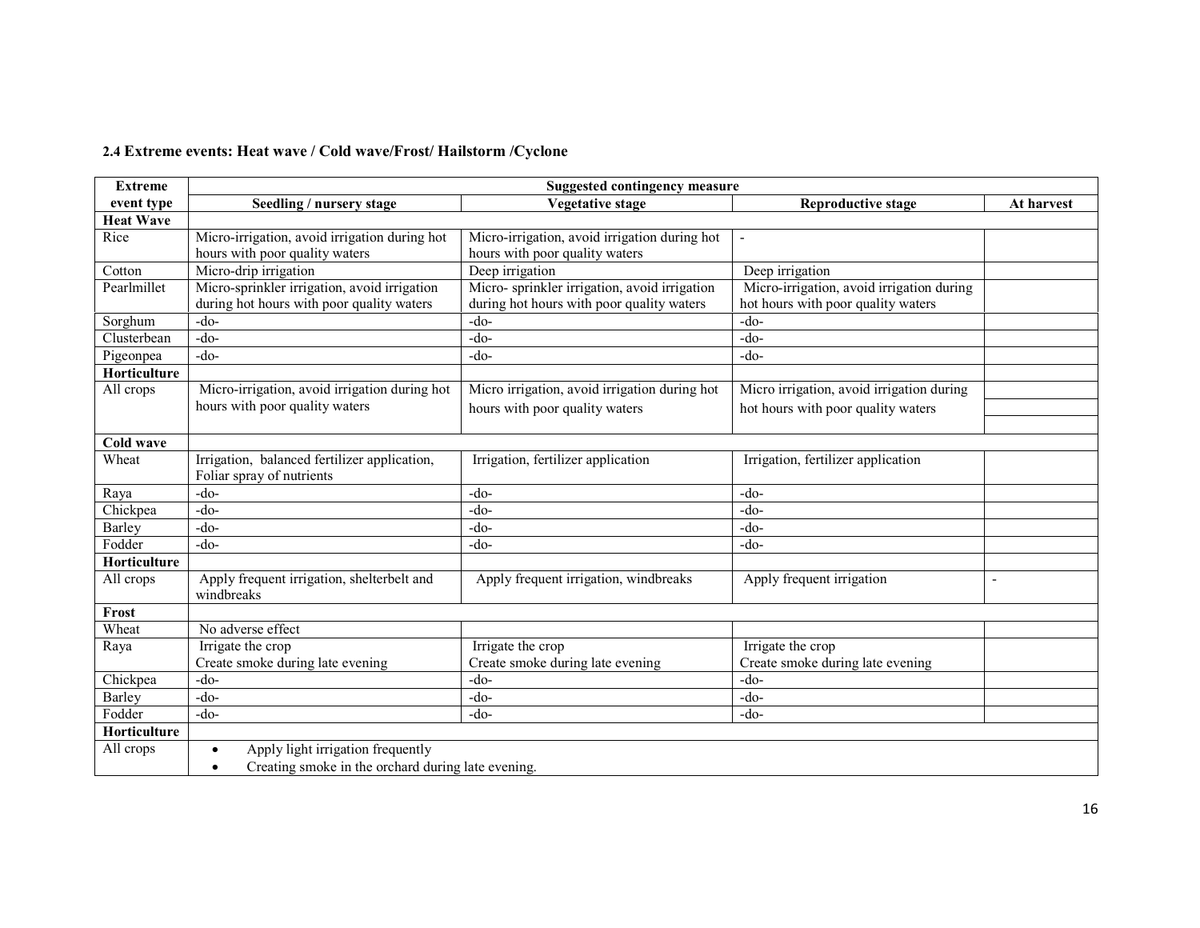### 2.4 Extreme events: Heat wave / Cold wave/Frost/ Hailstorm /Cyclone

| Extreme event type | Suggested contingency measure | | | |
|---|---|---|---|---|
| | Seedling / nursery stage | Vegetative stage | Reproductive stage | At harvest |
| **Heat Wave** | | | | |
| Rice | Micro-irrigation, avoid irrigation during hot hours with poor quality waters | Micro-irrigation, avoid irrigation during hot hours with poor quality waters | - | |
| Cotton | Micro-drip irrigation | Deep irrigation | Deep irrigation | |
| Pearlmillet | Micro-sprinkler irrigation, avoid irrigation during hot hours with poor quality waters | Micro- sprinkler irrigation, avoid irrigation during hot hours with poor quality waters | Micro-irrigation, avoid irrigation during hot hours with poor quality waters | |
| Sorghum | -do- | -do- | -do- | |
| Clusterbean | -do- | -do- | -do- | |
| Pigeonpea | -do- | -do- | -do- | |
| **Horticulture** | | | | |
| All crops | Micro-irrigation, avoid irrigation during hot hours with poor quality waters | Micro irrigation, avoid irrigation during hot hours with poor quality waters | Micro irrigation, avoid irrigation during hot hours with poor quality waters | |
| **Cold wave** | | | | |
| Wheat | Irrigation, balanced fertilizer application, Foliar spray of nutrients | Irrigation, fertilizer application | Irrigation, fertilizer application | |
| Raya | -do- | -do- | -do- | |
| Chickpea | -do- | -do- | -do- | |
| Barley | -do- | -do- | -do- | |
| Fodder | -do- | -do- | -do- | |
| **Horticulture** | | | | |
| All crops | Apply frequent irrigation, shelterbelt and windbreaks | Apply frequent irrigation, windbreaks | Apply frequent irrigation | - |
| **Frost** | | | | |
| Wheat | No adverse effect | | | |
| Raya | Irrigate the crop<br>Create smoke during late evening | Irrigate the crop<br>Create smoke during late evening | Irrigate the crop<br>Create smoke during late evening | |
| Chickpea | -do- | -do- | -do- | |
| Barley | -do- | -do- | -do- | |
| Fodder | -do- | -do- | -do- | |
| **Horticulture** | | | | |
| All crops | • Apply light irrigation frequently<br>• Creating smoke in the orchard during late evening. | | | |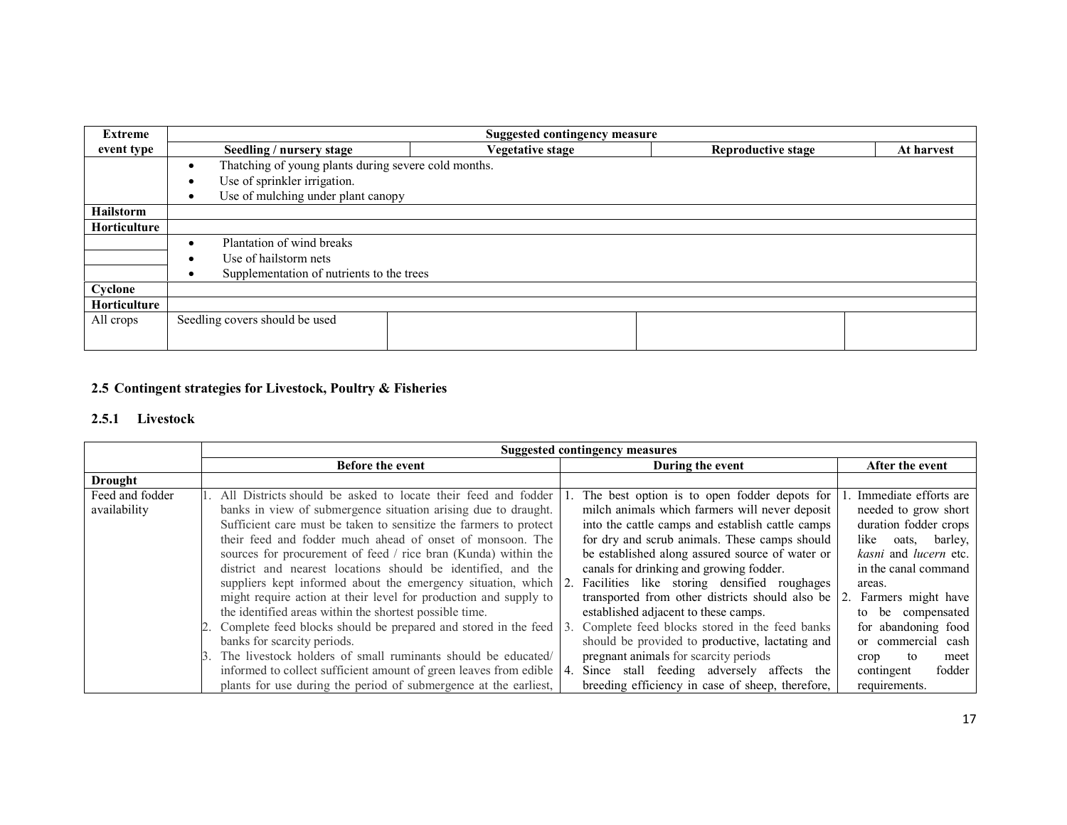| Extreme event type | Suggested contingency measure | | | |
|---|---|---|---|---|
| | Seedling / nursery stage | Vegetative stage | Reproductive stage | At harvest |
| | • Thatching of young plants during severe cold months.<br>• Use of sprinkler irrigation.<br>• Use of mulching under plant canopy | | | |
| **Hailstorm** | | | | |
| **Horticulture** | | | | |
| | • Plantation of wind breaks<br>• Use of hailstorm nets<br>• Supplementation of nutrients to the trees | | | |
| **Cyclone** | | | | |
| **Horticulture** | | | | |
| All crops | Seedling covers should be used | | | |

## 2.5 Contingent strategies for Livestock, Poultry & Fisheries

### 2.5.1 Livestock

| | Suggested contingency measures | | |
|---|---|---|---|
| | Before the event | During the event | After the event |
| **Drought** | | | |
| Feed and fodder availability | 1. All Districts should be asked to locate their feed and fodder banks in view of submergence situation arising due to draught. Sufficient care must be taken to sensitize the farmers to protect their feed and fodder much ahead of onset of monsoon. The sources for procurement of feed / rice bran (Kunda) within the district and nearest locations should be identified, and the suppliers kept informed about the emergency situation, which might require action at their level for production and supply to the identified areas within the shortest possible time.<br>2. Complete feed blocks should be prepared and stored in the feed banks for scarcity periods.<br>3. The livestock holders of small ruminants should be educated/ informed to collect sufficient amount of green leaves from edible plants for use during the period of submergence at the earliest, | 1. The best option is to open fodder depots for milch animals which farmers will never deposit into the cattle camps and establish cattle camps for dry and scrub animals. These camps should be established along assured source of water or canals for drinking and growing fodder.<br>2. Facilities like storing densified roughages transported from other districts should also be established adjacent to these camps.<br>3. Complete feed blocks stored in the feed banks should be provided to productive, lactating and pregnant animals for scarcity periods<br>4. Since stall feeding adversely affects the breeding efficiency in case of sheep, therefore, | 1. Immediate efforts are needed to grow short duration fodder crops like oats, barley, *kasni* and *lucern* etc. in the canal command areas.<br>2. Farmers might have to be compensated for abandoning food or commercial cash crop to meet contingent fodder requirements. |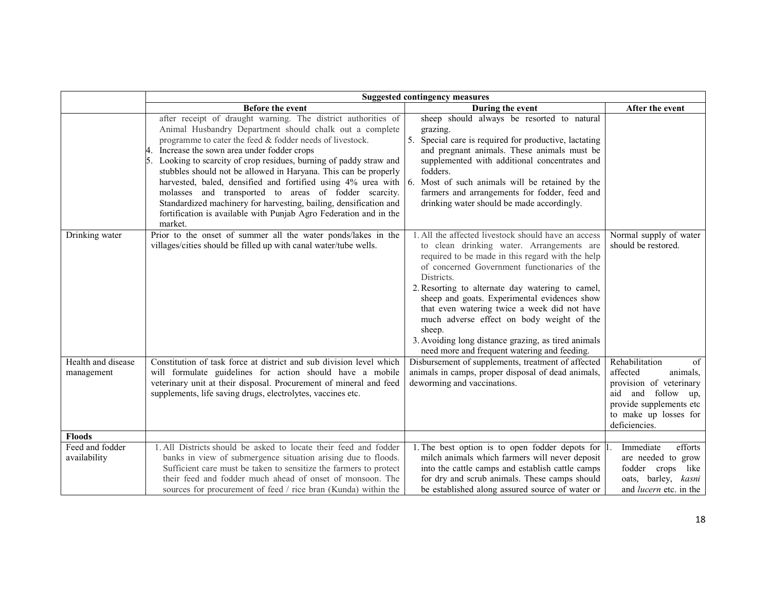| | Suggested contingency measures | | |
|---|---|---|---|
| | **Before the event** | **During the event** | **After the event** |
| | after receipt of draught warning. The district authorities of Animal Husbandry Department should chalk out a complete programme to cater the feed & fodder needs of livestock.<br>4. Increase the sown area under fodder crops<br>5. Looking to scarcity of crop residues, burning of paddy straw and stubbles should not be allowed in Haryana. This can be properly harvested, baled, densified and fortified using 4% urea with molasses and transported to areas of fodder scarcity. Standardized machinery for harvesting, bailing, densification and fortification is available with Punjab Agro Federation and in the market. | sheep should always be resorted to natural grazing.<br>5. Special care is required for productive, lactating and pregnant animals. These animals must be supplemented with additional concentrates and fodders.<br>6. Most of such animals will be retained by the farmers and arrangements for fodder, feed and drinking water should be made accordingly. | |
| Drinking water | Prior to the onset of summer all the water ponds/lakes in the villages/cities should be filled up with canal water/tube wells. | 1. All the affected livestock should have an access to clean drinking water. Arrangements are required to be made in this regard with the help of concerned Government functionaries of the Districts.<br>2. Resorting to alternate day watering to camel, sheep and goats. Experimental evidences show that even watering twice a week did not have much adverse effect on body weight of the sheep.<br>3. Avoiding long distance grazing, as tired animals need more and frequent watering and feeding. | Normal supply of water should be restored. |
| Health and disease management | Constitution of task force at district and sub division level which will formulate guidelines for action should have a mobile veterinary unit at their disposal. Procurement of mineral and feed supplements, life saving drugs, electrolytes, vaccines etc. | Disbursement of supplements, treatment of affected animals in camps, proper disposal of dead animals, deworming and vaccinations. | Rehabilitation of affected animals, provision of veterinary aid and follow up, provide supplements etc to make up losses for deficiencies. |
| **Floods** | | | |
| Feed and fodder availability | 1. All Districts should be asked to locate their feed and fodder banks in view of submergence situation arising due to floods. Sufficient care must be taken to sensitize the farmers to protect their feed and fodder much ahead of onset of monsoon. The sources for procurement of feed / rice bran (Kunda) within the | 1. The best option is to open fodder depots for milch animals which farmers will never deposit into the cattle camps and establish cattle camps for dry and scrub animals. These camps should be established along assured source of water or | 1. Immediate efforts are needed to grow fodder crops like oats, barley, *kasni* and *lucern* etc. in the |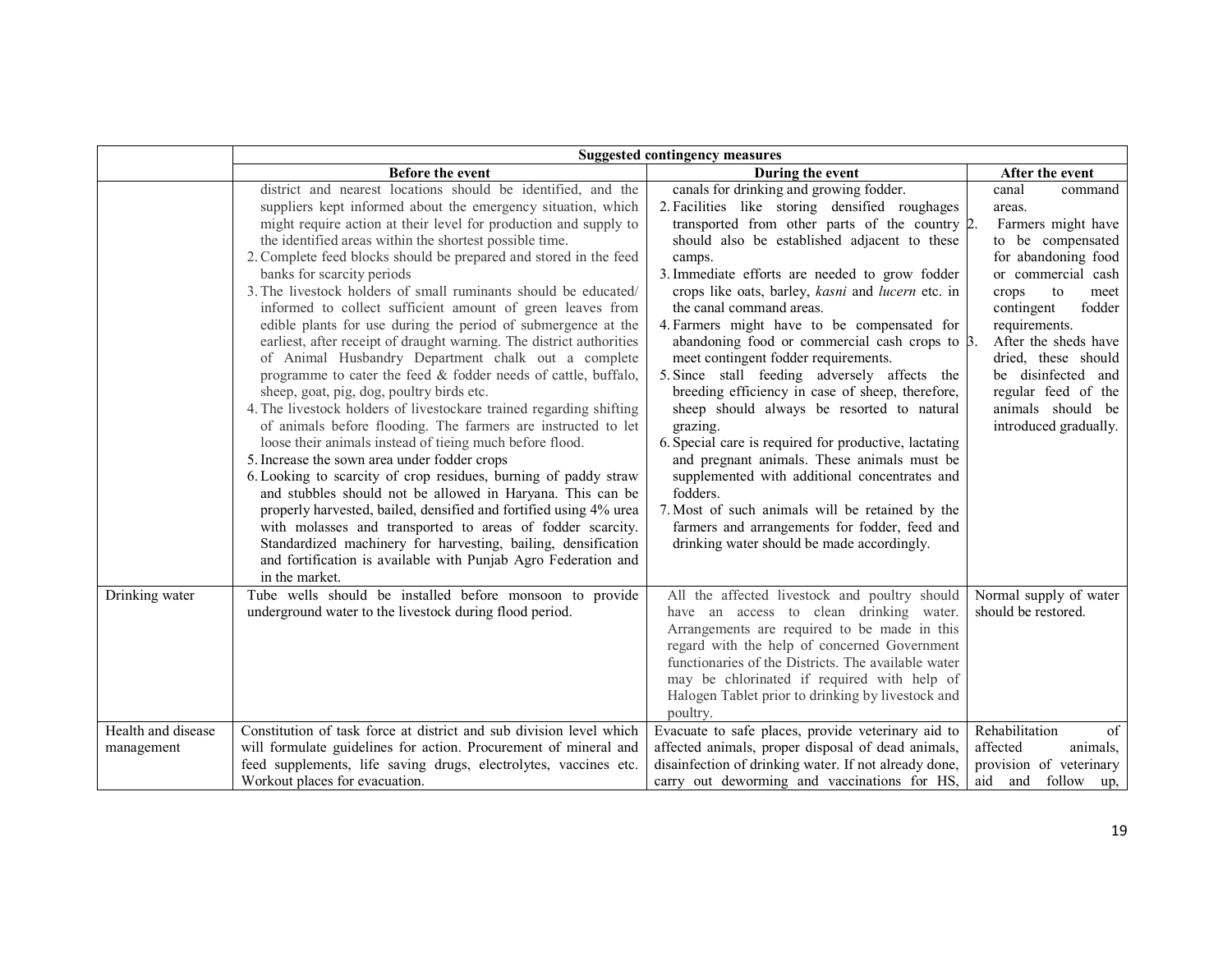| | Suggested contingency measures | | |
|---|---|---|---|
| | Before the event | During the event | After the event |
| | district and nearest locations should be identified, and the suppliers kept informed about the emergency situation, which might require action at their level for production and supply to the identified areas within the shortest possible time.<br>2. Complete feed blocks should be prepared and stored in the feed banks for scarcity periods<br>3. The livestock holders of small ruminants should be educated/ informed to collect sufficient amount of green leaves from edible plants for use during the period of submergence at the earliest, after receipt of draught warning. The district authorities of Animal Husbandry Department chalk out a complete programme to cater the feed & fodder needs of cattle, buffalo, sheep, goat, pig, dog, poultry birds etc.<br>4. The livestock holders of livestockare trained regarding shifting of animals before flooding. The farmers are instructed to let loose their animals instead of tieing much before flood.<br>5. Increase the sown area under fodder crops<br>6. Looking to scarcity of crop residues, burning of paddy straw and stubbles should not be allowed in Haryana. This can be properly harvested, bailed, densified and fortified using 4% urea with molasses and transported to areas of fodder scarcity. Standardized machinery for harvesting, bailing, densification and fortification is available with Punjab Agro Federation and in the market. | canals for drinking and growing fodder.<br>2. Facilities like storing densified roughages transported from other parts of the country should also be established adjacent to these camps.<br>3. Immediate efforts are needed to grow fodder crops like oats, barley, *kasni* and *lucern* etc. in the canal command areas.<br>4. Farmers might have to be compensated for abandoning food or commercial cash crops to meet contingent fodder requirements.<br>5. Since stall feeding adversely affects the breeding efficiency in case of sheep, therefore, sheep should always be resorted to natural grazing.<br>6. Special care is required for productive, lactating and pregnant animals. These animals must be supplemented with additional concentrates and fodders.<br>7. Most of such animals will be retained by the farmers and arrangements for fodder, feed and drinking water should be made accordingly. | canal command areas.<br>2. Farmers might have to be compensated for abandoning food or commercial cash crops to meet contingent fodder requirements.<br>3. After the sheds have dried, these should be disinfected and regular feed of the animals should be introduced gradually. |
| Drinking water | Tube wells should be installed before monsoon to provide underground water to the livestock during flood period. | All the affected livestock and poultry should have an access to clean drinking water. Arrangements are required to be made in this regard with the help of concerned Government functionaries of the Districts. The available water may be chlorinated if required with help of Halogen Tablet prior to drinking by livestock and poultry. | Normal supply of water should be restored. |
| Health and disease management | Constitution of task force at district and sub division level which will formulate guidelines for action. Procurement of mineral and feed supplements, life saving drugs, electrolytes, vaccines etc. Workout places for evacuation. | Evacuate to safe places, provide veterinary aid to affected animals, proper disposal of dead animals, disainfection of drinking water. If not already done, carry out deworming and vaccinations for HS, | Rehabilitation of affected animals, provision of veterinary aid and follow up, |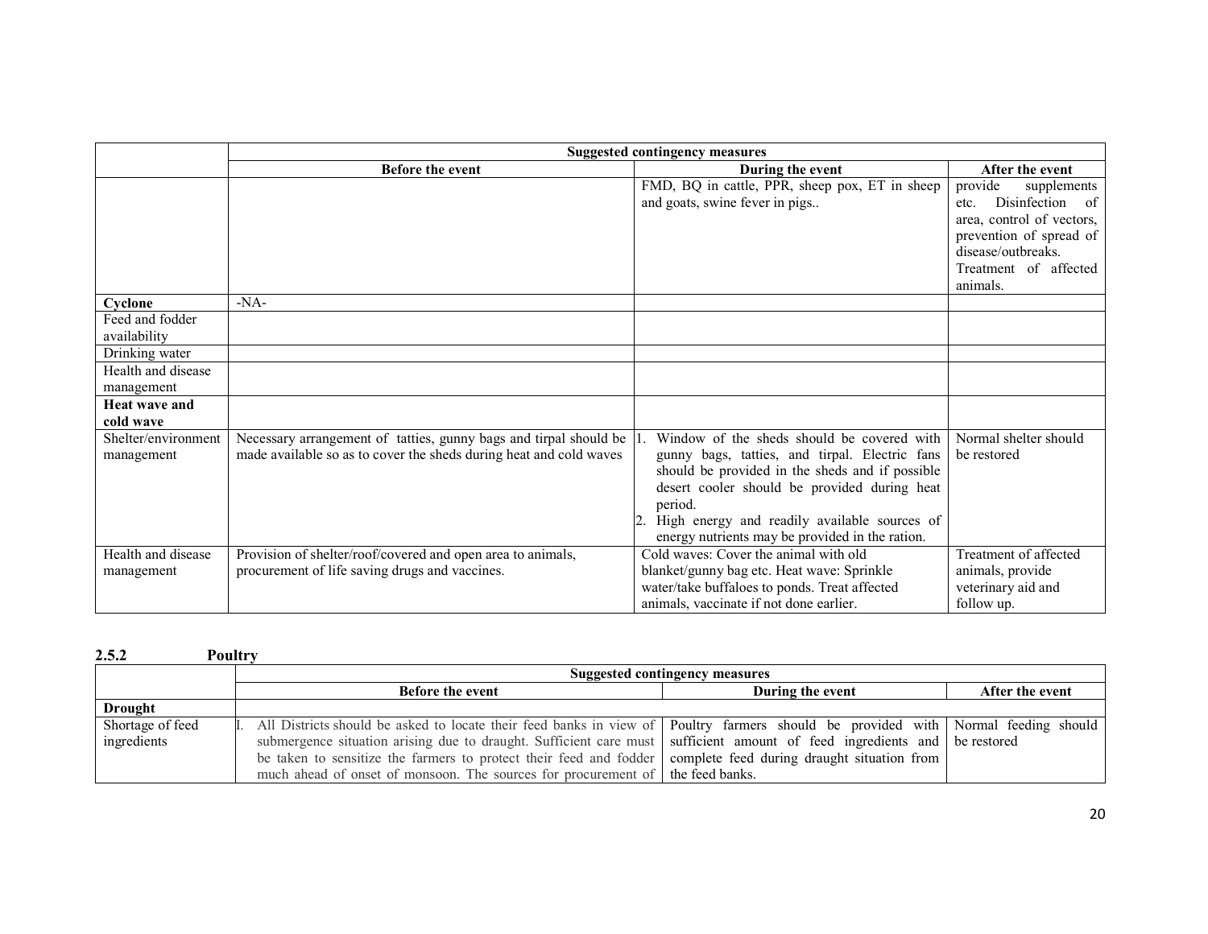| | Suggested contingency measures | | |
|---|---|---|---|
| | **Before the event** | **During the event** | **After the event** |
| | | FMD, BQ in cattle, PPR, sheep pox, ET in sheep and goats, swine fever in pigs.. | provide supplements etc. Disinfection of area, control of vectors, prevention of spread of disease/outbreaks. Treatment of affected animals. |
| **Cyclone** | -NA- | | |
| Feed and fodder availability | | | |
| Drinking water | | | |
| Health and disease management | | | |
| **Heat wave and cold wave** | | | |
| Shelter/environment management | Necessary arrangement of tatties, gunny bags and tirpal should be made available so as to cover the sheds during heat and cold waves | 1. Window of the sheds should be covered with gunny bags, tatties, and tirpal. Electric fans should be provided in the sheds and if possible desert cooler should be provided during heat period. 2. High energy and readily available sources of energy nutrients may be provided in the ration. | Normal shelter should be restored |
| Health and disease management | Provision of shelter/roof/covered and open area to animals, procurement of life saving drugs and vaccines. | Cold waves: Cover the animal with old blanket/gunny bag etc. Heat wave: Sprinkle water/take buffaloes to ponds. Treat affected animals, vaccinate if not done earlier. | Treatment of affected animals, provide veterinary aid and follow up. |

### 2.5.2 Poultry

| | Suggested contingency measures | | |
|---|---|---|---|
| | **Before the event** | **During the event** | **After the event** |
| **Drought** | | | |
| Shortage of feed ingredients | I. All Districts should be asked to locate their feed banks in view of submergence situation arising due to draught. Sufficient care must be taken to sensitize the farmers to protect their feed and fodder much ahead of onset of monsoon. The sources for procurement of | Poultry farmers should be provided with sufficient amount of feed ingredients and complete feed during draught situation from the feed banks. | Normal feeding should be restored |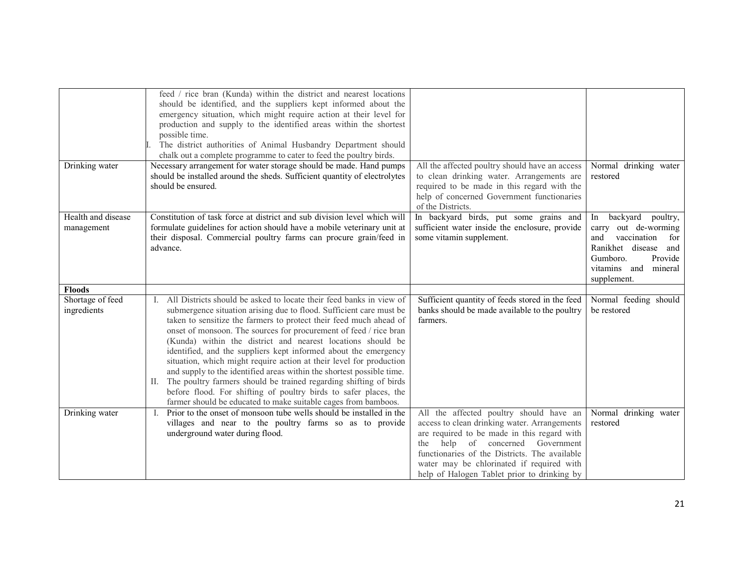| | | | |
|---|---|---|---|
| | feed / rice bran (Kunda) within the district and nearest locations should be identified, and the suppliers kept informed about the emergency situation, which might require action at their level for production and supply to the identified areas within the shortest possible time.<br>I. The district authorities of Animal Husbandry Department should chalk out a complete programme to cater to feed the poultry birds. | | |
| Drinking water | Necessary arrangement for water storage should be made. Hand pumps should be installed around the sheds. Sufficient quantity of electrolytes should be ensured. | All the affected poultry should have an access to clean drinking water. Arrangements are required to be made in this regard with the help of concerned Government functionaries of the Districts. | Normal drinking water restored |
| Health and disease management | Constitution of task force at district and sub division level which will formulate guidelines for action should have a mobile veterinary unit at their disposal. Commercial poultry farms can procure grain/feed in advance. | In backyard birds, put some grains and sufficient water inside the enclosure, provide some vitamin supplement. | In backyard poultry, carry out de-worming and vaccination for Ranikhet disease and Gumboro. Provide vitamins and mineral supplement. |
| **Floods** | | | |
| Shortage of feed ingredients | I. All Districts should be asked to locate their feed banks in view of submergence situation arising due to flood. Sufficient care must be taken to sensitize the farmers to protect their feed much ahead of onset of monsoon. The sources for procurement of feed / rice bran (Kunda) within the district and nearest locations should be identified, and the suppliers kept informed about the emergency situation, which might require action at their level for production and supply to the identified areas within the shortest possible time.<br>II. The poultry farmers should be trained regarding shifting of birds before flood. For shifting of poultry birds to safer places, the farmer should be educated to make suitable cages from bamboos. | Sufficient quantity of feeds stored in the feed banks should be made available to the poultry farmers. | Normal feeding should be restored |
| Drinking water | I. Prior to the onset of monsoon tube wells should be installed in the villages and near to the poultry farms so as to provide underground water during flood. | All the affected poultry should have an access to clean drinking water. Arrangements are required to be made in this regard with the help of concerned Government functionaries of the Districts. The available water may be chlorinated if required with help of Halogen Tablet prior to drinking by | Normal drinking water restored |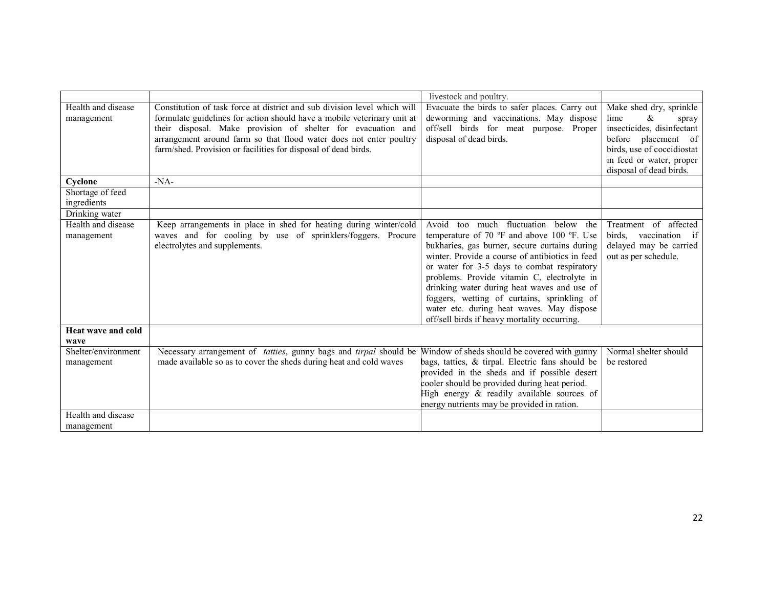|  |  | livestock and poultry. |  |
|---|---|---|---|
| Health and disease management | Constitution of task force at district and sub division level which will formulate guidelines for action should have a mobile veterinary unit at their disposal. Make provision of shelter for evacuation and arrangement around farm so that flood water does not enter poultry farm/shed. Provision or facilities for disposal of dead birds. | Evacuate the birds to safer places. Carry out deworming and vaccinations. May dispose off/sell birds for meat purpose. Proper disposal of dead birds. | Make shed dry, sprinkle lime & spray insecticides, disinfectant before placement of birds, use of coccidiostat in feed or water, proper disposal of dead birds. |
| **Cyclone** | -NA- |  |  |
| Shortage of feed ingredients |  |  |  |
| Drinking water |  |  |  |
| Health and disease management | Keep arrangements in place in shed for heating during winter/cold waves and for cooling by use of sprinklers/foggers. Procure electrolytes and supplements. | Avoid too much fluctuation below the temperature of 70 ºF and above 100 ºF. Use bukharies, gas burner, secure curtains during winter. Provide a course of antibiotics in feed or water for 3-5 days to combat respiratory problems. Provide vitamin C, electrolyte in drinking water during heat waves and use of foggers, wetting of curtains, sprinkling of water etc. during heat waves. May dispose off/sell birds if heavy mortality occurring. | Treatment of affected birds, vaccination if delayed may be carried out as per schedule. |
| **Heat wave and cold wave** |  |  |  |
| Shelter/environment management | Necessary arrangement of *tatties*, gunny bags and *tirpal* should be made available so as to cover the sheds during heat and cold waves | Window of sheds should be covered with gunny bags, tatties, & tirpal. Electric fans should be provided in the sheds and if possible desert cooler should be provided during heat period. High energy & readily available sources of energy nutrients may be provided in ration. | Normal shelter should be restored |
| Health and disease management |  |  |  |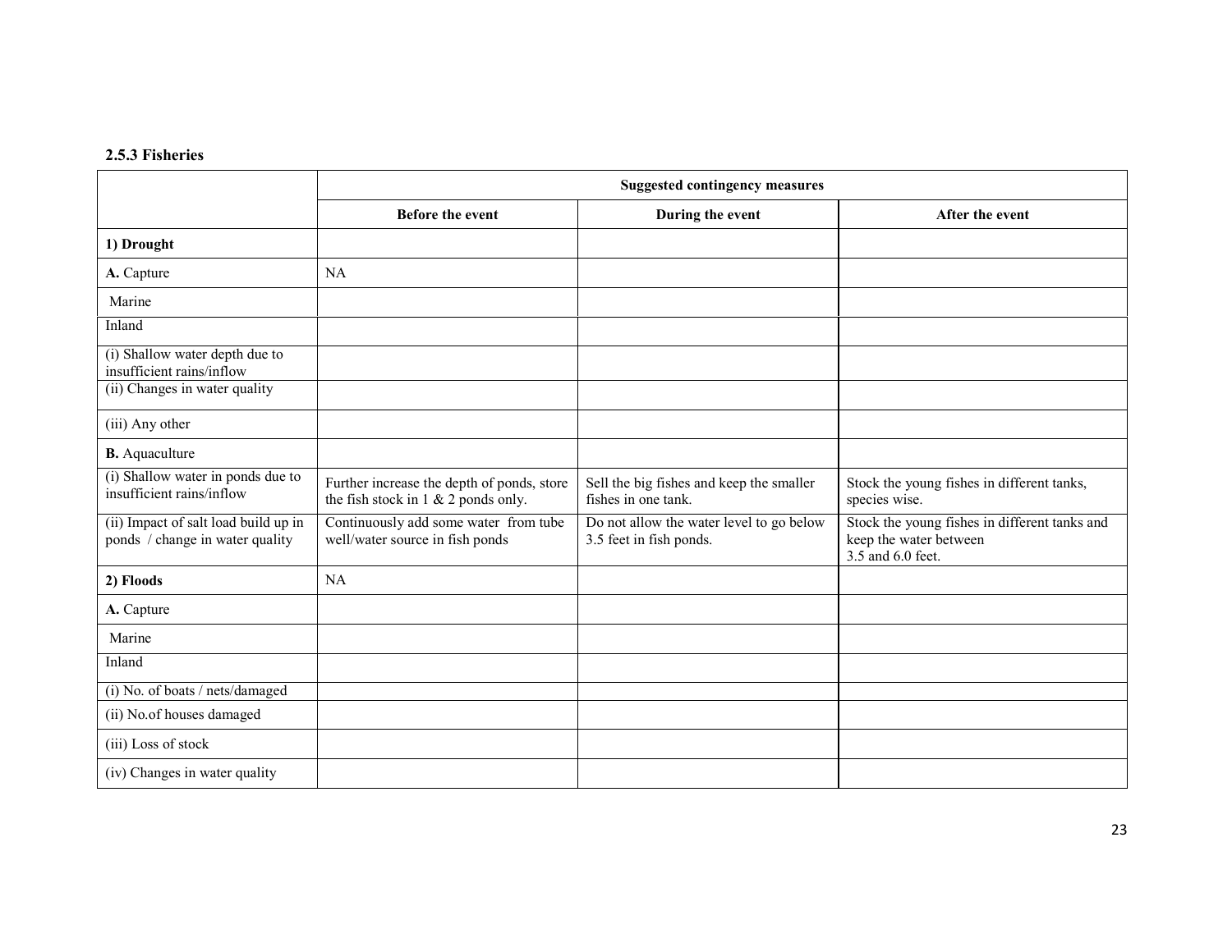### 2.5.3 Fisheries

| | Suggested contingency measures | | |
|---|---|---|---|
| | **Before the event** | **During the event** | **After the event** |
| **1) Drought** | | | |
| **A.** Capture | NA | | |
| Marine | | | |
| Inland | | | |
| (i) Shallow water depth due to insufficient rains/inflow | | | |
| (ii) Changes in water quality | | | |
| (iii) Any other | | | |
| **B.** Aquaculture | | | |
| (i) Shallow water in ponds due to insufficient rains/inflow | Further increase the depth of ponds, store the fish stock in 1 & 2 ponds only. | Sell the big fishes and keep the smaller fishes in one tank. | Stock the young fishes in different tanks, species wise. |
| (ii) Impact of salt load build up in ponds / change in water quality | Continuously add some water from tube well/water source in fish ponds | Do not allow the water level to go below 3.5 feet in fish ponds. | Stock the young fishes in different tanks and keep the water between 3.5 and 6.0 feet. |
| **2) Floods** | NA | | |
| **A.** Capture | | | |
| Marine | | | |
| Inland | | | |
| (i) No. of boats / nets/damaged | | | |
| (ii) No.of houses damaged | | | |
| (iii) Loss of stock | | | |
| (iv) Changes in water quality | | | |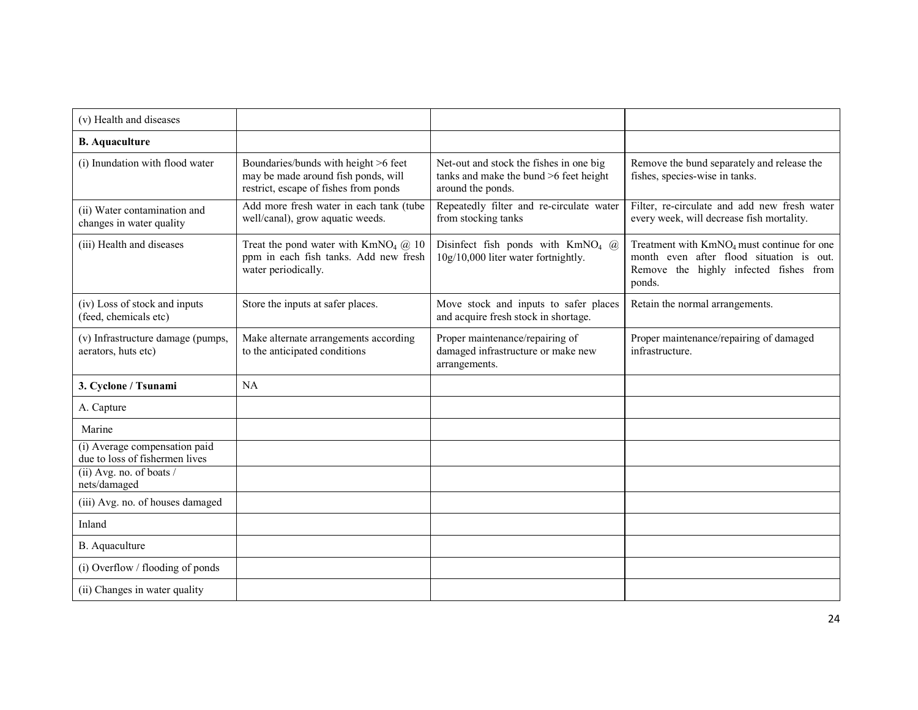| | | | |
|---|---|---|---|
| (v) Health and diseases | | | |
| **B. Aquaculture** | | | |
| (i) Inundation with flood water | Boundaries/bunds with height >6 feet may be made around fish ponds, will restrict, escape of fishes from ponds | Net-out and stock the fishes in one big tanks and make the bund >6 feet height around the ponds. | Remove the bund separately and release the fishes, species-wise in tanks. |
| (ii) Water contamination and changes in water quality | Add more fresh water in each tank (tube well/canal), grow aquatic weeds. | Repeatedly filter and re-circulate water from stocking tanks | Filter, re-circulate and add new fresh water every week, will decrease fish mortality. |
| (iii) Health and diseases | Treat the pond water with $KmNO_4$ @ 10 ppm in each fish tanks. Add new fresh water periodically. | Disinfect fish ponds with $KmNO_4$ @ 10g/10,000 liter water fortnightly. | Treatment with $KmNO_4$ must continue for one month even after flood situation is out. Remove the highly infected fishes from ponds. |
| (iv) Loss of stock and inputs (feed, chemicals etc) | Store the inputs at safer places. | Move stock and inputs to safer places and acquire fresh stock in shortage. | Retain the normal arrangements. |
| (v) Infrastructure damage (pumps, aerators, huts etc) | Make alternate arrangements according to the anticipated conditions | Proper maintenance/repairing of damaged infrastructure or make new arrangements. | Proper maintenance/repairing of damaged infrastructure. |
| **3. Cyclone / Tsunami** | NA | | |
| A. Capture | | | |
| Marine | | | |
| (i) Average compensation paid due to loss of fishermen lives | | | |
| (ii) Avg. no. of boats / nets/damaged | | | |
| (iii) Avg. no. of houses damaged | | | |
| Inland | | | |
| B. Aquaculture | | | |
| (i) Overflow / flooding of ponds | | | |
| (ii) Changes in water quality | | | |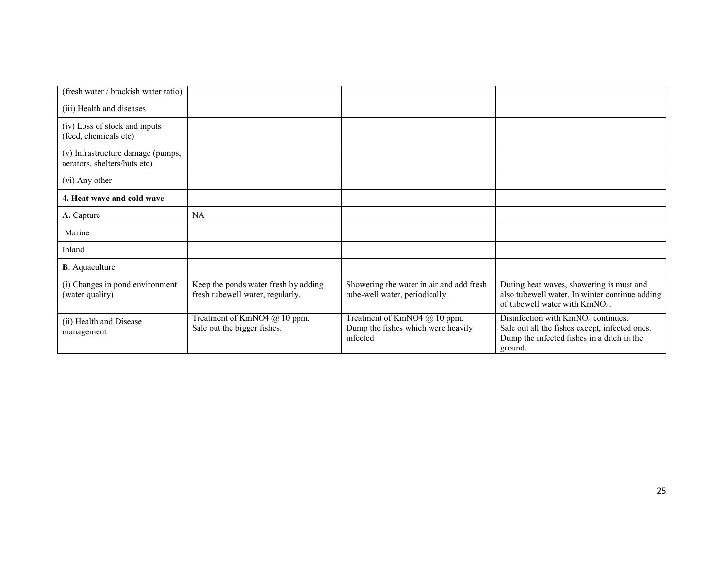| | | | |
|---|---|---|---|
| (fresh water / brackish water ratio) | | | |
| (iii) Health and diseases | | | |
| (iv) Loss of stock and inputs (feed, chemicals etc) | | | |
| (v) Infrastructure damage (pumps, aerators, shelters/huts etc) | | | |
| (vi) Any other | | | |
| **4. Heat wave and cold wave** | | | |
| **A.** Capture | NA | | |
| Marine | | | |
| Inland | | | |
| **B**. Aquaculture | | | |
| (i) Changes in pond environment (water quality) | Keep the ponds water fresh by adding fresh tubewell water, regularly. | Showering the water in air and add fresh tube-well water, periodically. | During heat waves, showering is must and also tubewell water. In winter continue adding of tubewell water with $KmNO_4$. |
| (ii) Health and Disease management | Treatment of KmNO4 @ 10 ppm. Sale out the bigger fishes. | Treatment of KmNO4 @ 10 ppm. Dump the fishes which were heavily infected | Disinfection with $KmNO_4$ continues. Sale out all the fishes except, infected ones. Dump the infected fishes in a ditch in the ground. |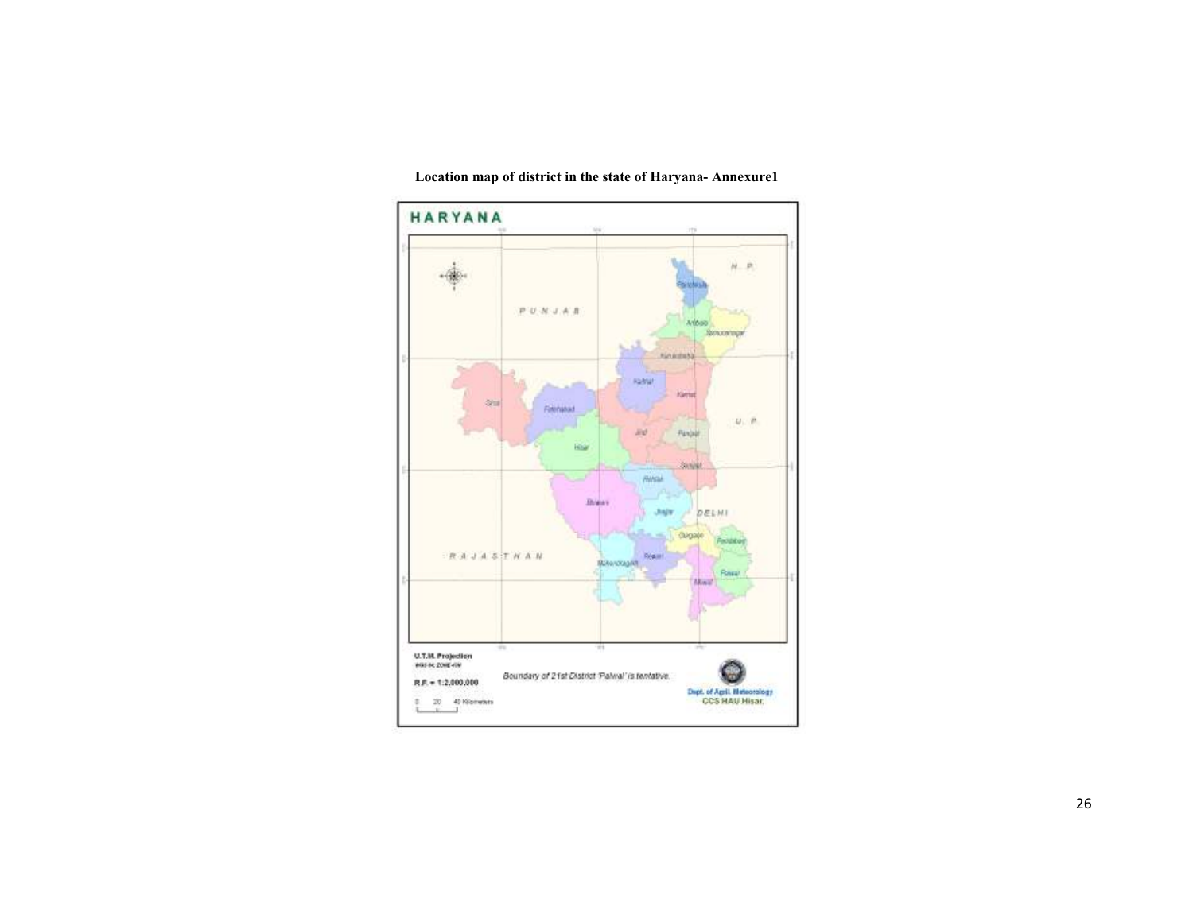**Location map of district in the state of Haryana- Annexure1**

HARYANA

PUNJAB

H. P.

U. P.

DELHI

RAJASTHAN

Panchkula

Ambala

Yamunanagar

Kurukshetra

Kaithal

Karnal

Sirsa

Fatehabad

Jind

Panipat

Hisar

Sonipat

Rohtak

Bhiwani

Jhajjar

Gurgaon

Faridabad

Rewari

Mahendragarh

Palwal

Mewat

U.T.M. Projection

WGS 84, ZONE 43N

R.F. = 1:2,000,000

0 20 40 Kilometers

Boundary of 21st District 'Palwal' is tentative.

Dept. of Agril. Meteorology

CCS HAU Hisar.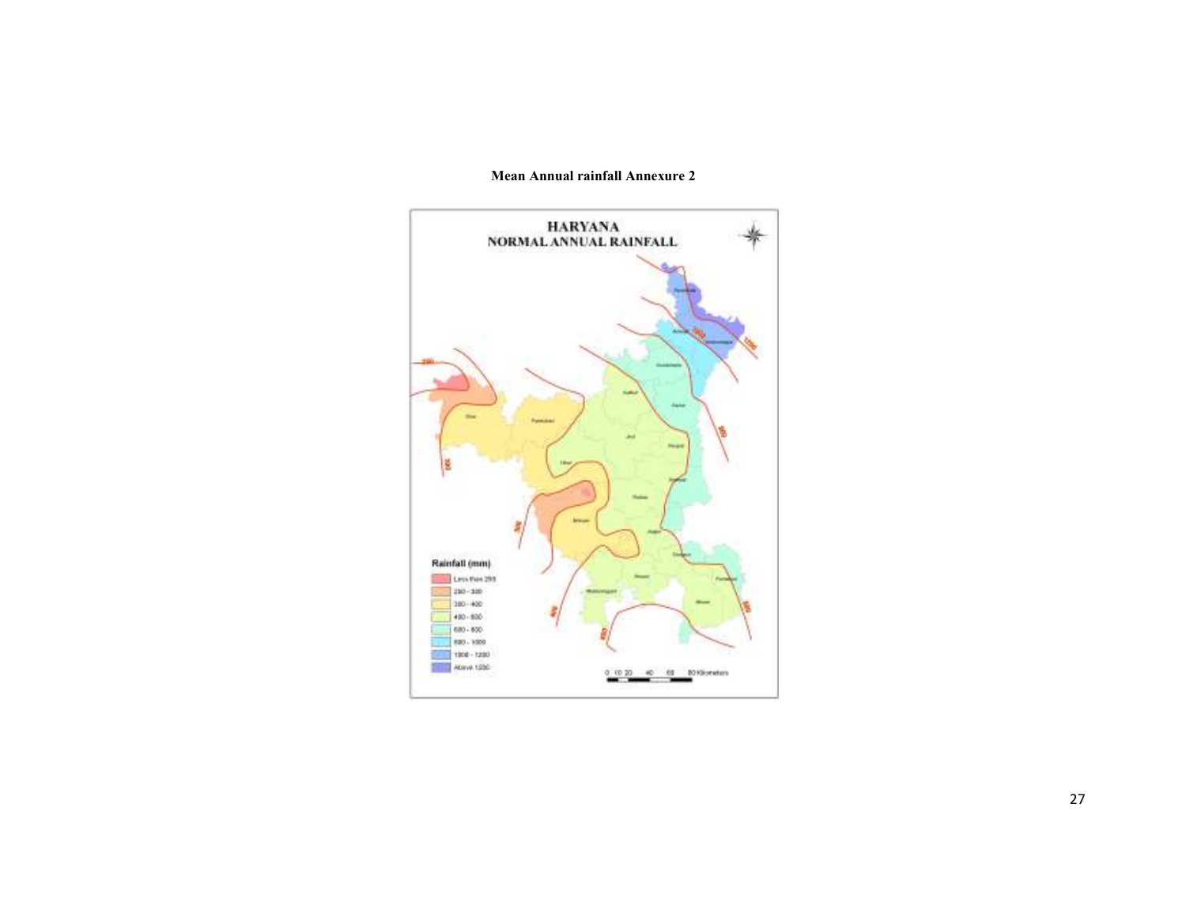**Mean Annual rainfall Annexure 2**

HARYANA
NORMAL ANNUAL RAINFALL

Rainfall (mm)

Less than 250
250 - 300
300 - 400
400 - 600
600 - 800
800 - 1000
1000 - 1200
Above 1200

0 10 20 40 60 80 Kilometers